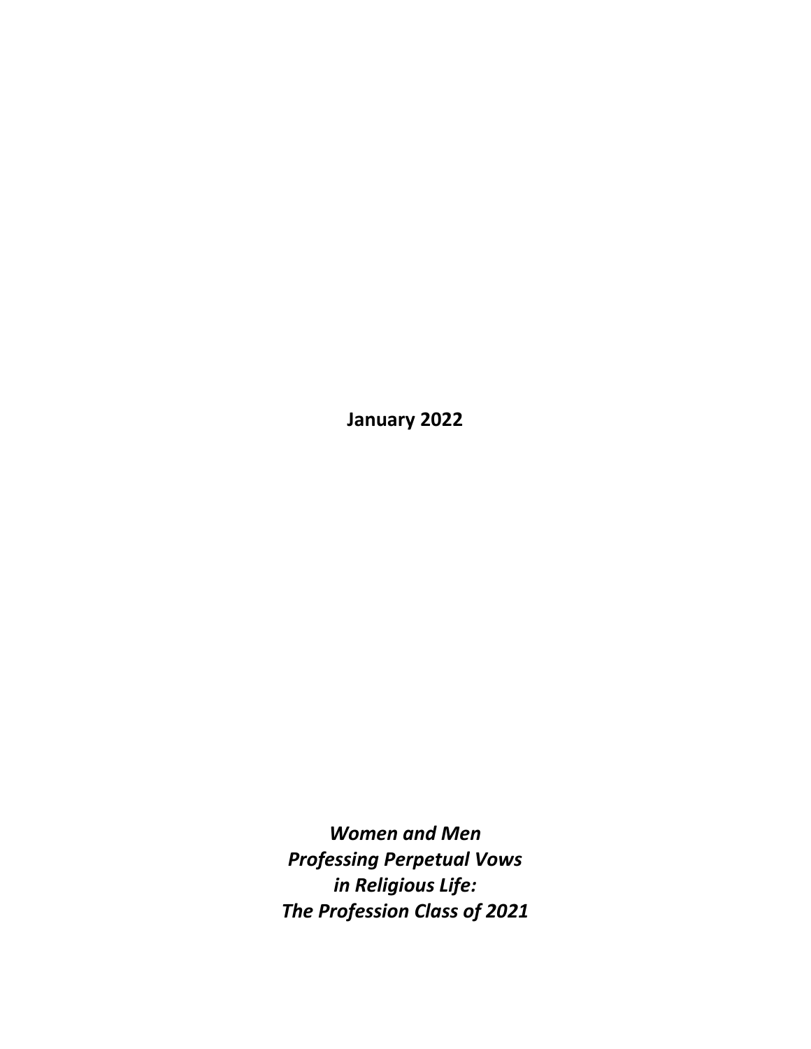**January 2022**

***Women and Men Professing Perpetual Vows in Religious Life: The Profession Class of 2021***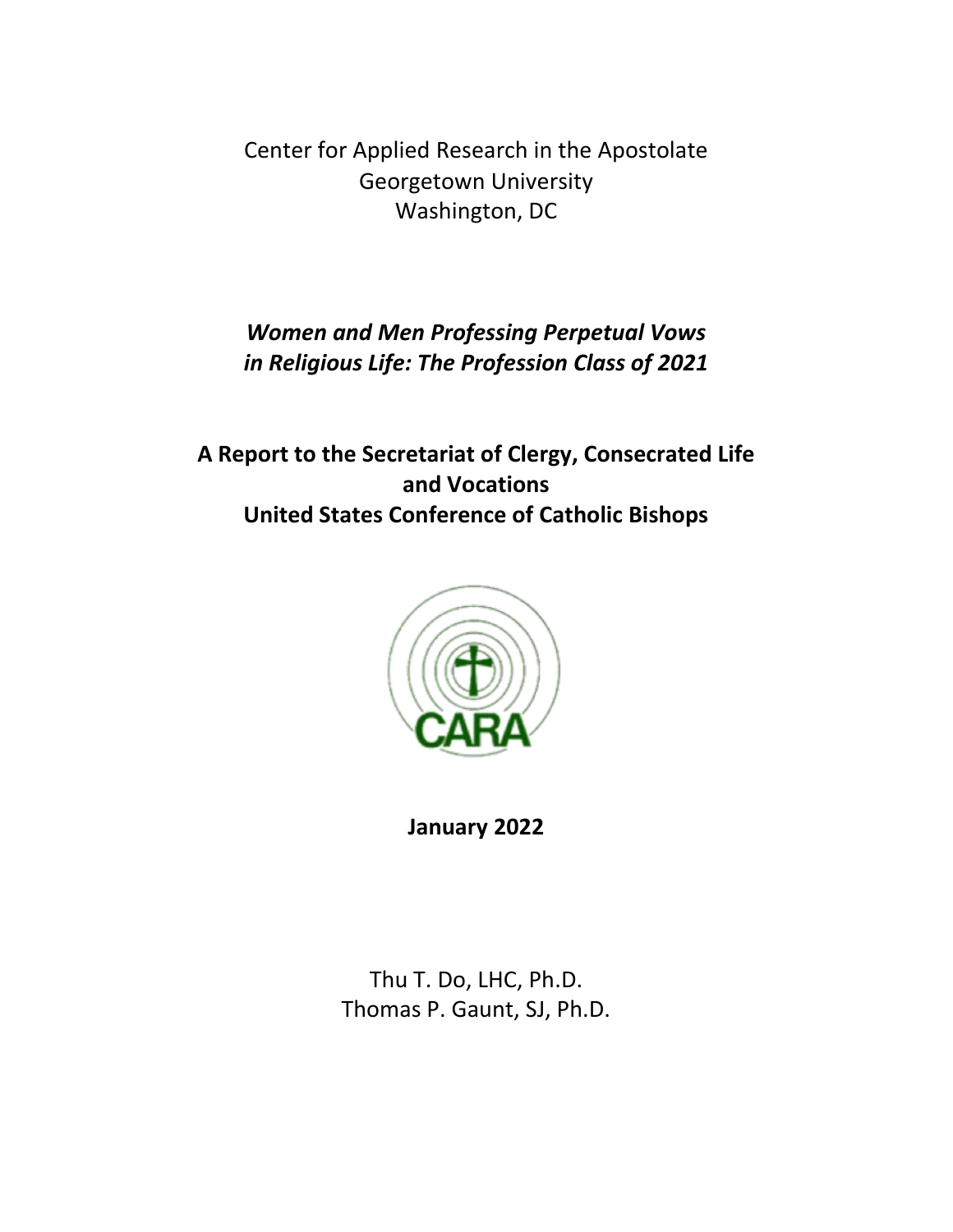Center for Applied Research in the Apostolate
Georgetown University
Washington, DC

***Women and Men Professing Perpetual Vows in Religious Life: The Profession Class of 2021***

**A Report to the Secretariat of Clergy, Consecrated Life and Vocations**
**United States Conference of Catholic Bishops**

CARA

**January 2022**

Thu T. Do, LHC, Ph.D.
Thomas P. Gaunt, SJ, Ph.D.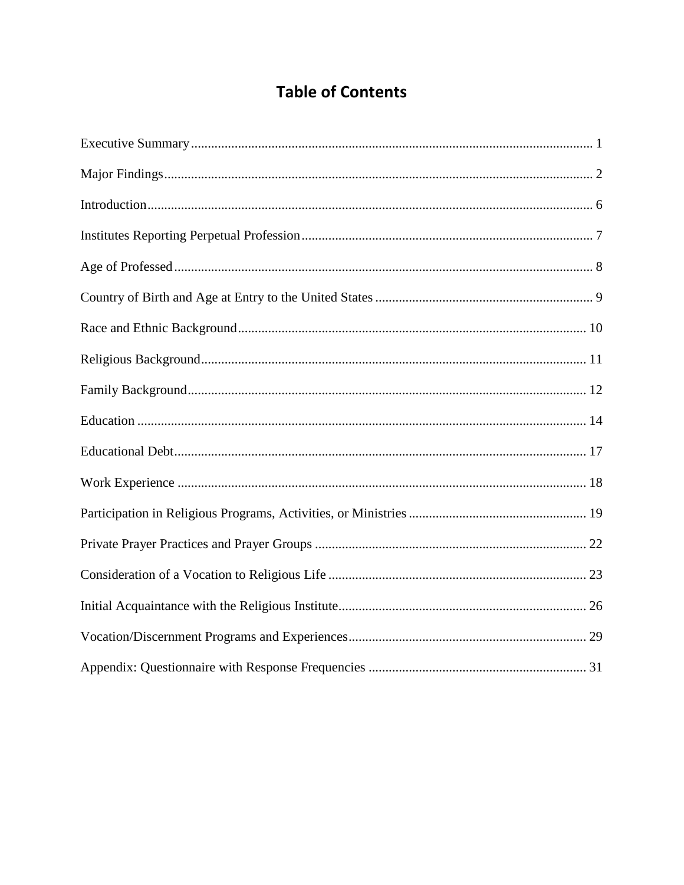# Table of Contents

Executive Summary ........................................................................................................................ 1

Major Findings ............................................................................................................................... 2

Introduction .................................................................................................................................... 6

Institutes Reporting Perpetual Profession ....................................................................................... 7

Age of Professed ............................................................................................................................ 8

Country of Birth and Age at Entry to the United States ................................................................. 9

Race and Ethnic Background ........................................................................................................ 10

Religious Background ................................................................................................................... 11

Family Background ....................................................................................................................... 12

Education ...................................................................................................................................... 14

Educational Debt ........................................................................................................................... 17

Work Experience .......................................................................................................................... 18

Participation in Religious Programs, Activities, or Ministries ..................................................... 19

Private Prayer Practices and Prayer Groups ................................................................................. 22

Consideration of a Vocation to Religious Life ............................................................................. 23

Initial Acquaintance with the Religious Institute .......................................................................... 26

Vocation/Discernment Programs and Experiences ....................................................................... 29

Appendix: Questionnaire with Response Frequencies ................................................................. 31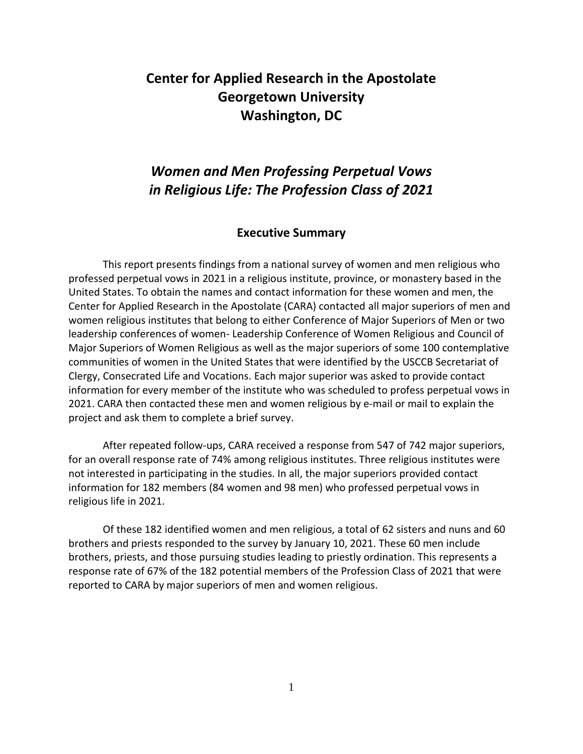# Center for Applied Research in the Apostolate
# Georgetown University
# Washington, DC

## *Women and Men Professing Perpetual Vows in Religious Life: The Profession Class of 2021*

### Executive Summary

This report presents findings from a national survey of women and men religious who professed perpetual vows in 2021 in a religious institute, province, or monastery based in the United States. To obtain the names and contact information for these women and men, the Center for Applied Research in the Apostolate (CARA) contacted all major superiors of men and women religious institutes that belong to either Conference of Major Superiors of Men or two leadership conferences of women- Leadership Conference of Women Religious and Council of Major Superiors of Women Religious as well as the major superiors of some 100 contemplative communities of women in the United States that were identified by the USCCB Secretariat of Clergy, Consecrated Life and Vocations. Each major superior was asked to provide contact information for every member of the institute who was scheduled to profess perpetual vows in 2021. CARA then contacted these men and women religious by e-mail or mail to explain the project and ask them to complete a brief survey.

After repeated follow-ups, CARA received a response from 547 of 742 major superiors, for an overall response rate of 74% among religious institutes. Three religious institutes were not interested in participating in the studies. In all, the major superiors provided contact information for 182 members (84 women and 98 men) who professed perpetual vows in religious life in 2021.

Of these 182 identified women and men religious, a total of 62 sisters and nuns and 60 brothers and priests responded to the survey by January 10, 2021. These 60 men include brothers, priests, and those pursuing studies leading to priestly ordination. This represents a response rate of 67% of the 182 potential members of the Profession Class of 2021 that were reported to CARA by major superiors of men and women religious.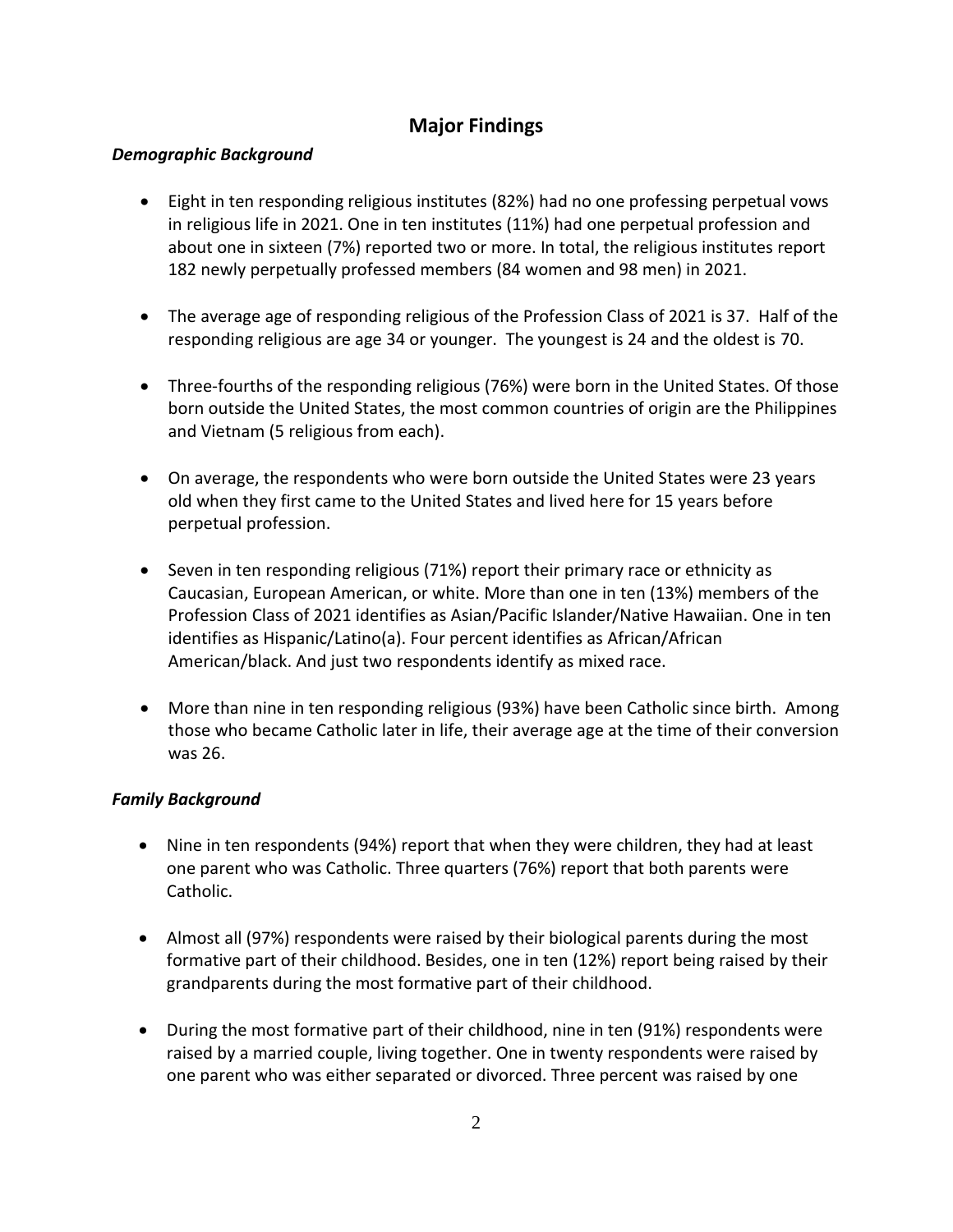## Major Findings

### *Demographic Background*

- Eight in ten responding religious institutes (82%) had no one professing perpetual vows in religious life in 2021. One in ten institutes (11%) had one perpetual profession and about one in sixteen (7%) reported two or more. In total, the religious institutes report 182 newly perpetually professed members (84 women and 98 men) in 2021.

- The average age of responding religious of the Profession Class of 2021 is 37. Half of the responding religious are age 34 or younger. The youngest is 24 and the oldest is 70.

- Three-fourths of the responding religious (76%) were born in the United States. Of those born outside the United States, the most common countries of origin are the Philippines and Vietnam (5 religious from each).

- On average, the respondents who were born outside the United States were 23 years old when they first came to the United States and lived here for 15 years before perpetual profession.

- Seven in ten responding religious (71%) report their primary race or ethnicity as Caucasian, European American, or white. More than one in ten (13%) members of the Profession Class of 2021 identifies as Asian/Pacific Islander/Native Hawaiian. One in ten identifies as Hispanic/Latino(a). Four percent identifies as African/African American/black. And just two respondents identify as mixed race.

- More than nine in ten responding religious (93%) have been Catholic since birth. Among those who became Catholic later in life, their average age at the time of their conversion was 26.

### *Family Background*

- Nine in ten respondents (94%) report that when they were children, they had at least one parent who was Catholic. Three quarters (76%) report that both parents were Catholic.

- Almost all (97%) respondents were raised by their biological parents during the most formative part of their childhood. Besides, one in ten (12%) report being raised by their grandparents during the most formative part of their childhood.

- During the most formative part of their childhood, nine in ten (91%) respondents were raised by a married couple, living together. One in twenty respondents were raised by one parent who was either separated or divorced. Three percent was raised by one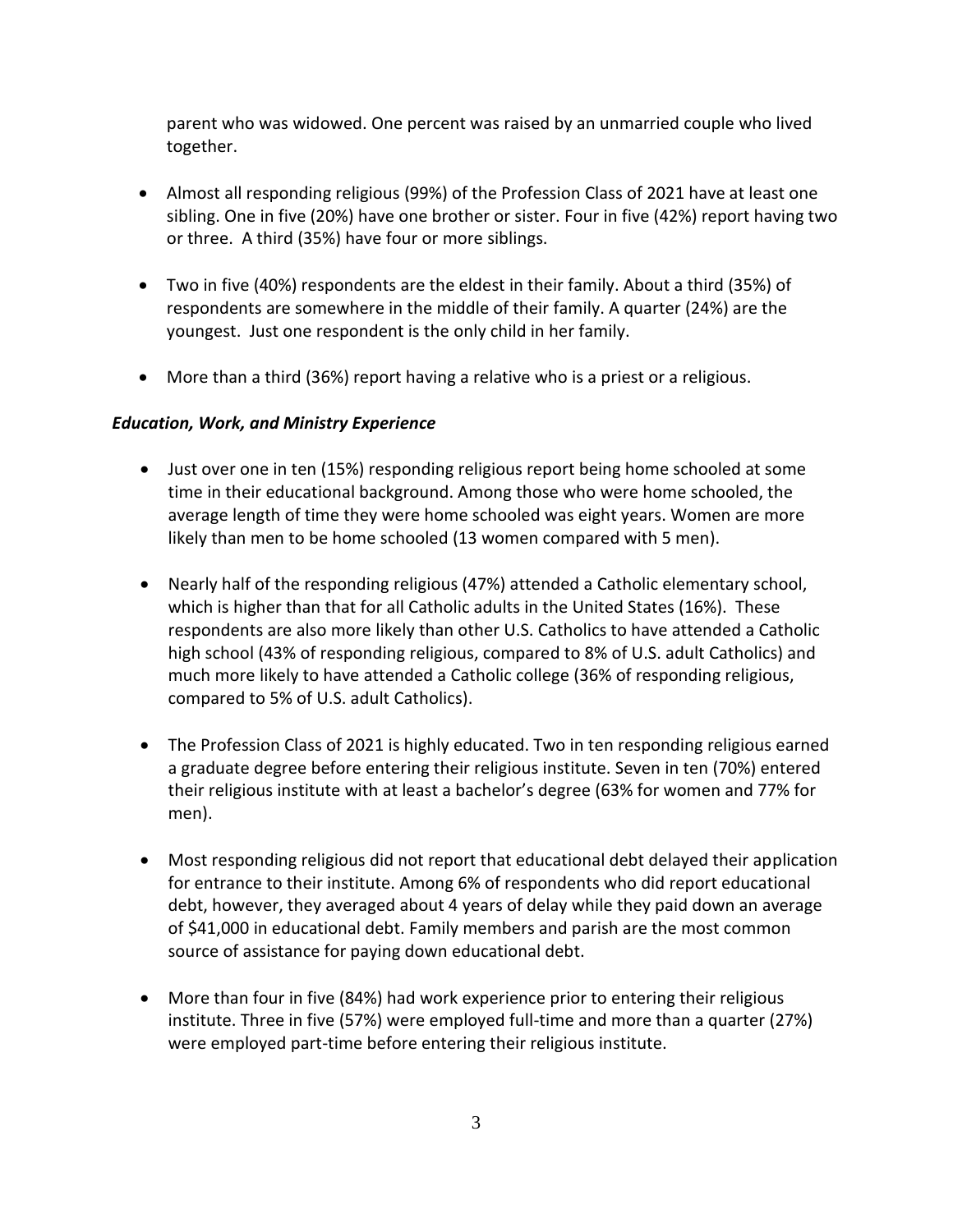parent who was widowed. One percent was raised by an unmarried couple who lived together.

- Almost all responding religious (99%) of the Profession Class of 2021 have at least one sibling. One in five (20%) have one brother or sister. Four in five (42%) report having two or three. A third (35%) have four or more siblings.

- Two in five (40%) respondents are the eldest in their family. About a third (35%) of respondents are somewhere in the middle of their family. A quarter (24%) are the youngest. Just one respondent is the only child in her family.

- More than a third (36%) report having a relative who is a priest or a religious.

### *Education, Work, and Ministry Experience*

- Just over one in ten (15%) responding religious report being home schooled at some time in their educational background. Among those who were home schooled, the average length of time they were home schooled was eight years. Women are more likely than men to be home schooled (13 women compared with 5 men).

- Nearly half of the responding religious (47%) attended a Catholic elementary school, which is higher than that for all Catholic adults in the United States (16%). These respondents are also more likely than other U.S. Catholics to have attended a Catholic high school (43% of responding religious, compared to 8% of U.S. adult Catholics) and much more likely to have attended a Catholic college (36% of responding religious, compared to 5% of U.S. adult Catholics).

- The Profession Class of 2021 is highly educated. Two in ten responding religious earned a graduate degree before entering their religious institute. Seven in ten (70%) entered their religious institute with at least a bachelor's degree (63% for women and 77% for men).

- Most responding religious did not report that educational debt delayed their application for entrance to their institute. Among 6% of respondents who did report educational debt, however, they averaged about 4 years of delay while they paid down an average of $41,000 in educational debt. Family members and parish are the most common source of assistance for paying down educational debt.

- More than four in five (84%) had work experience prior to entering their religious institute. Three in five (57%) were employed full-time and more than a quarter (27%) were employed part-time before entering their religious institute.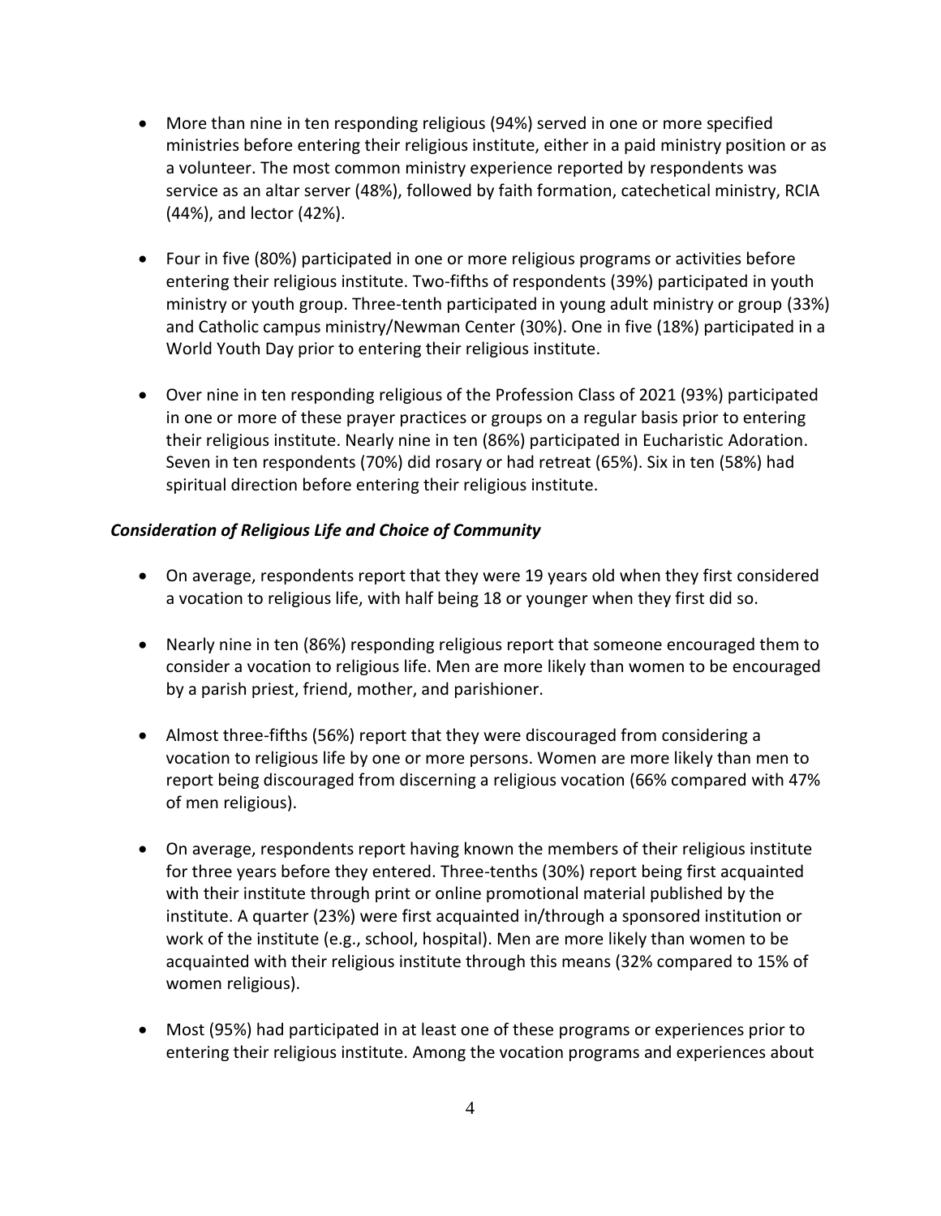- More than nine in ten responding religious (94%) served in one or more specified ministries before entering their religious institute, either in a paid ministry position or as a volunteer. The most common ministry experience reported by respondents was service as an altar server (48%), followed by faith formation, catechetical ministry, RCIA (44%), and lector (42%).

- Four in five (80%) participated in one or more religious programs or activities before entering their religious institute. Two-fifths of respondents (39%) participated in youth ministry or youth group. Three-tenth participated in young adult ministry or group (33%) and Catholic campus ministry/Newman Center (30%). One in five (18%) participated in a World Youth Day prior to entering their religious institute.

- Over nine in ten responding religious of the Profession Class of 2021 (93%) participated in one or more of these prayer practices or groups on a regular basis prior to entering their religious institute. Nearly nine in ten (86%) participated in Eucharistic Adoration. Seven in ten respondents (70%) did rosary or had retreat (65%). Six in ten (58%) had spiritual direction before entering their religious institute.

***Consideration of Religious Life and Choice of Community***

- On average, respondents report that they were 19 years old when they first considered a vocation to religious life, with half being 18 or younger when they first did so.

- Nearly nine in ten (86%) responding religious report that someone encouraged them to consider a vocation to religious life. Men are more likely than women to be encouraged by a parish priest, friend, mother, and parishioner.

- Almost three-fifths (56%) report that they were discouraged from considering a vocation to religious life by one or more persons. Women are more likely than men to report being discouraged from discerning a religious vocation (66% compared with 47% of men religious).

- On average, respondents report having known the members of their religious institute for three years before they entered. Three-tenths (30%) report being first acquainted with their institute through print or online promotional material published by the institute. A quarter (23%) were first acquainted in/through a sponsored institution or work of the institute (e.g., school, hospital). Men are more likely than women to be acquainted with their religious institute through this means (32% compared to 15% of women religious).

- Most (95%) had participated in at least one of these programs or experiences prior to entering their religious institute. Among the vocation programs and experiences about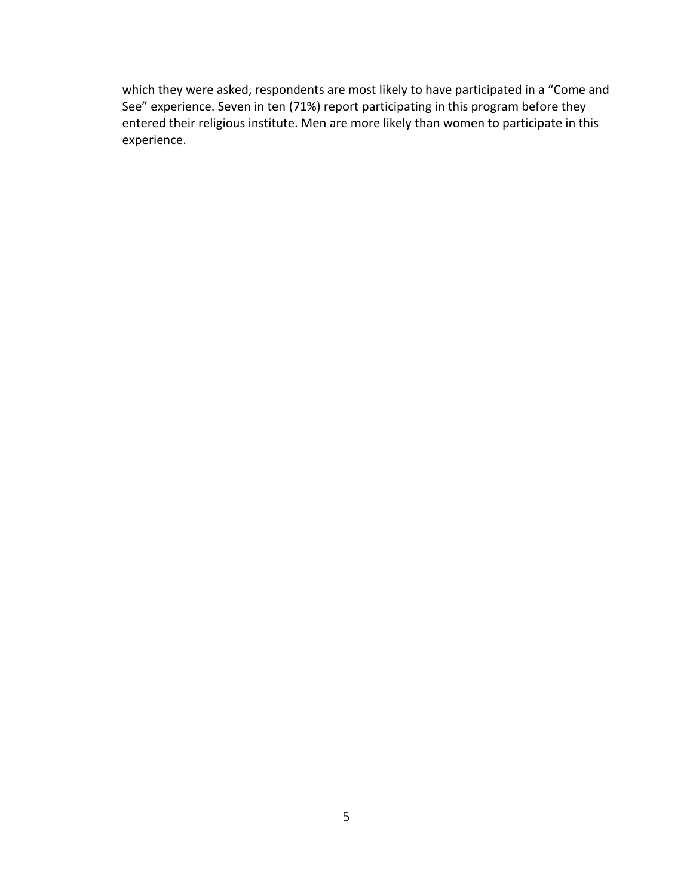which they were asked, respondents are most likely to have participated in a “Come and See” experience. Seven in ten (71%) report participating in this program before they entered their religious institute. Men are more likely than women to participate in this experience.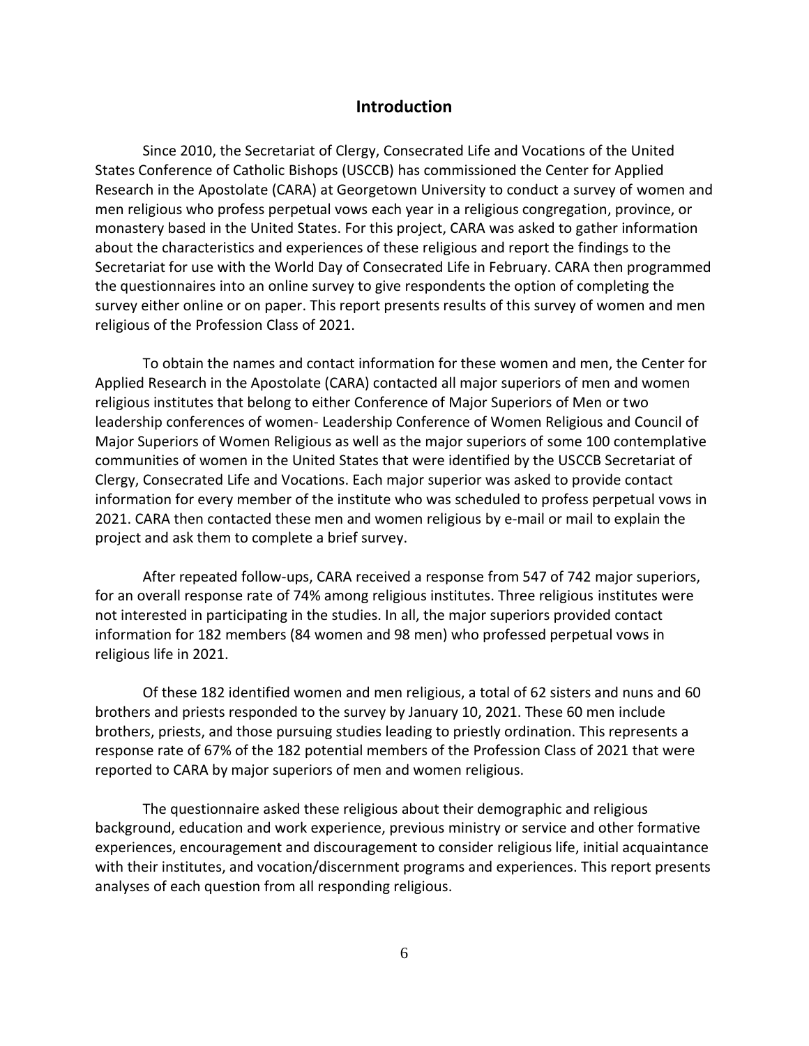## Introduction

Since 2010, the Secretariat of Clergy, Consecrated Life and Vocations of the United States Conference of Catholic Bishops (USCCB) has commissioned the Center for Applied Research in the Apostolate (CARA) at Georgetown University to conduct a survey of women and men religious who profess perpetual vows each year in a religious congregation, province, or monastery based in the United States. For this project, CARA was asked to gather information about the characteristics and experiences of these religious and report the findings to the Secretariat for use with the World Day of Consecrated Life in February. CARA then programmed the questionnaires into an online survey to give respondents the option of completing the survey either online or on paper. This report presents results of this survey of women and men religious of the Profession Class of 2021.

To obtain the names and contact information for these women and men, the Center for Applied Research in the Apostolate (CARA) contacted all major superiors of men and women religious institutes that belong to either Conference of Major Superiors of Men or two leadership conferences of women- Leadership Conference of Women Religious and Council of Major Superiors of Women Religious as well as the major superiors of some 100 contemplative communities of women in the United States that were identified by the USCCB Secretariat of Clergy, Consecrated Life and Vocations. Each major superior was asked to provide contact information for every member of the institute who was scheduled to profess perpetual vows in 2021. CARA then contacted these men and women religious by e-mail or mail to explain the project and ask them to complete a brief survey.

After repeated follow-ups, CARA received a response from 547 of 742 major superiors, for an overall response rate of 74% among religious institutes. Three religious institutes were not interested in participating in the studies. In all, the major superiors provided contact information for 182 members (84 women and 98 men) who professed perpetual vows in religious life in 2021.

Of these 182 identified women and men religious, a total of 62 sisters and nuns and 60 brothers and priests responded to the survey by January 10, 2021. These 60 men include brothers, priests, and those pursuing studies leading to priestly ordination. This represents a response rate of 67% of the 182 potential members of the Profession Class of 2021 that were reported to CARA by major superiors of men and women religious.

The questionnaire asked these religious about their demographic and religious background, education and work experience, previous ministry or service and other formative experiences, encouragement and discouragement to consider religious life, initial acquaintance with their institutes, and vocation/discernment programs and experiences. This report presents analyses of each question from all responding religious.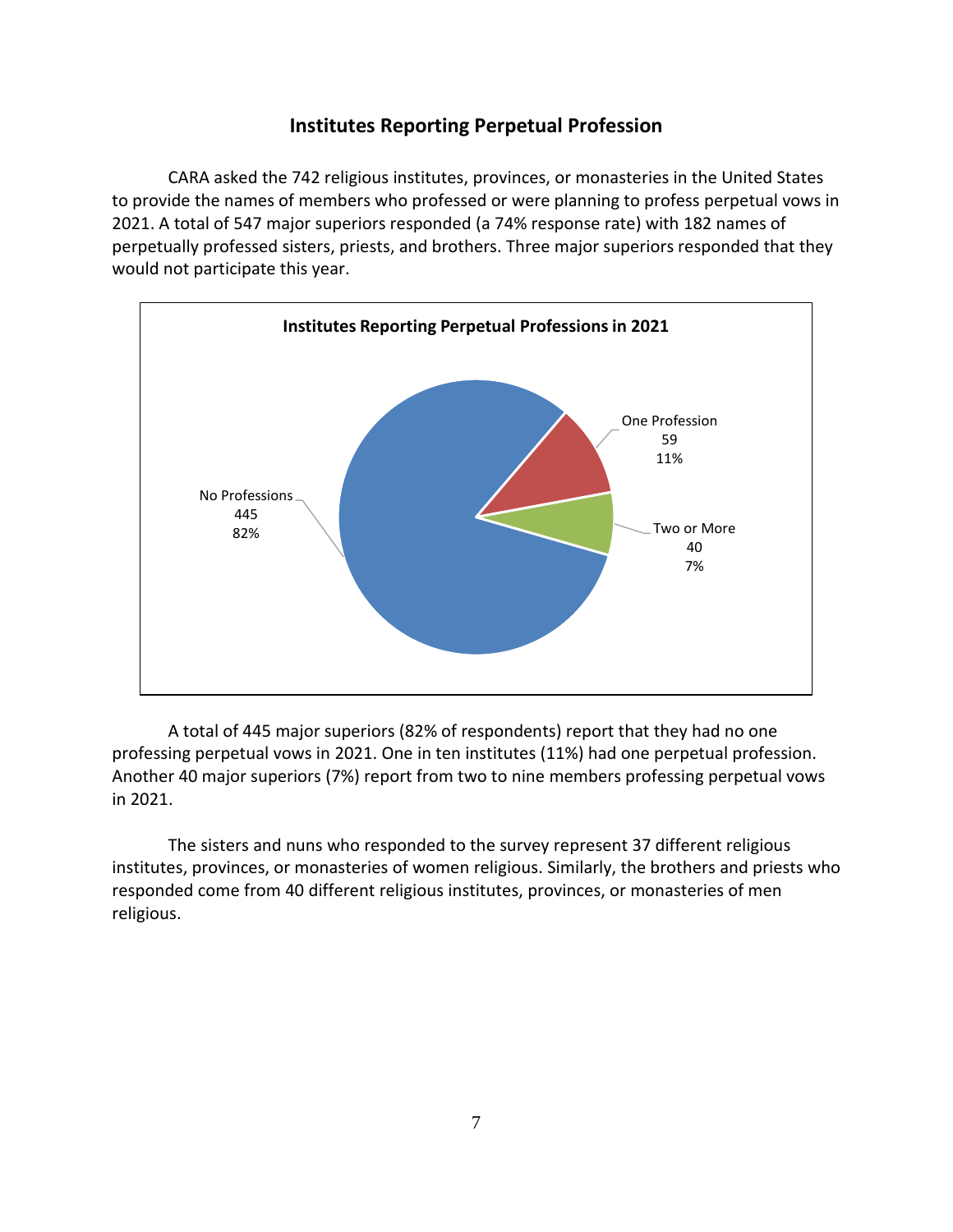## Institutes Reporting Perpetual Profession

CARA asked the 742 religious institutes, provinces, or monasteries in the United States to provide the names of members who professed or were planning to profess perpetual vows in 2021. A total of 547 major superiors responded (a 74% response rate) with 182 names of perpetually professed sisters, priests, and brothers. Three major superiors responded that they would not participate this year.

**Institutes Reporting Perpetual Professions in 2021**

| Category | Number | Percent |
|---|---|---|
| No Professions | 445 | 82% |
| One Profession | 59 | 11% |
| Two or More | 40 | 7% |

A total of 445 major superiors (82% of respondents) report that they had no one professing perpetual vows in 2021. One in ten institutes (11%) had one perpetual profession. Another 40 major superiors (7%) report from two to nine members professing perpetual vows in 2021.

The sisters and nuns who responded to the survey represent 37 different religious institutes, provinces, or monasteries of women religious. Similarly, the brothers and priests who responded come from 40 different religious institutes, provinces, or monasteries of men religious.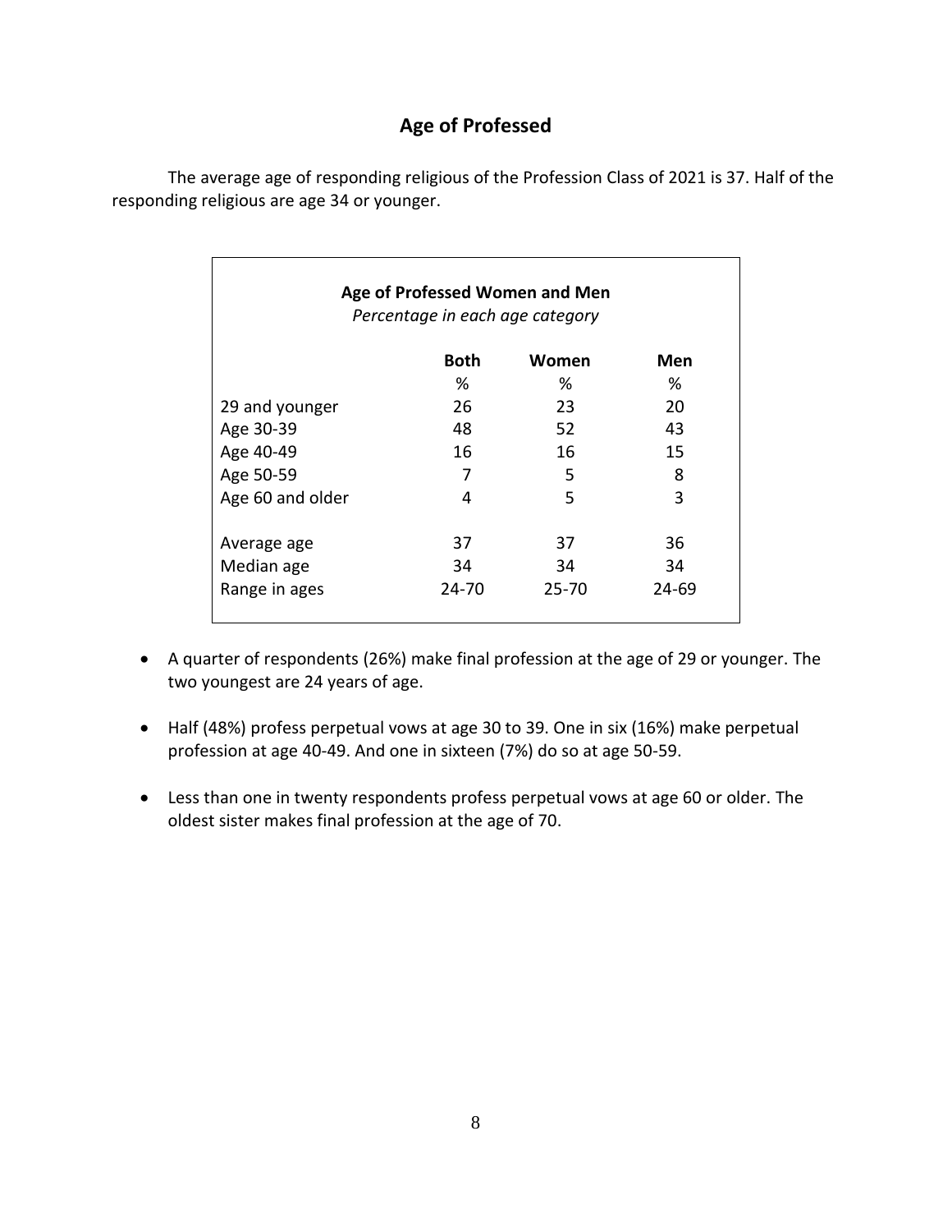## Age of Professed

The average age of responding religious of the Profession Class of 2021 is 37. Half of the responding religious are age 34 or younger.

**Age of Professed Women and Men**
*Percentage in each age category*

| | Both | Women | Men |
|---|---|---|---|
| | % | % | % |
| 29 and younger | 26 | 23 | 20 |
| Age 30-39 | 48 | 52 | 43 |
| Age 40-49 | 16 | 16 | 15 |
| Age 50-59 | 7 | 5 | 8 |
| Age 60 and older | 4 | 5 | 3 |
| Average age | 37 | 37 | 36 |
| Median age | 34 | 34 | 34 |
| Range in ages | 24-70 | 25-70 | 24-69 |

- A quarter of respondents (26%) make final profession at the age of 29 or younger. The two youngest are 24 years of age.
- Half (48%) profess perpetual vows at age 30 to 39. One in six (16%) make perpetual profession at age 40-49. And one in sixteen (7%) do so at age 50-59.
- Less than one in twenty respondents profess perpetual vows at age 60 or older. The oldest sister makes final profession at the age of 70.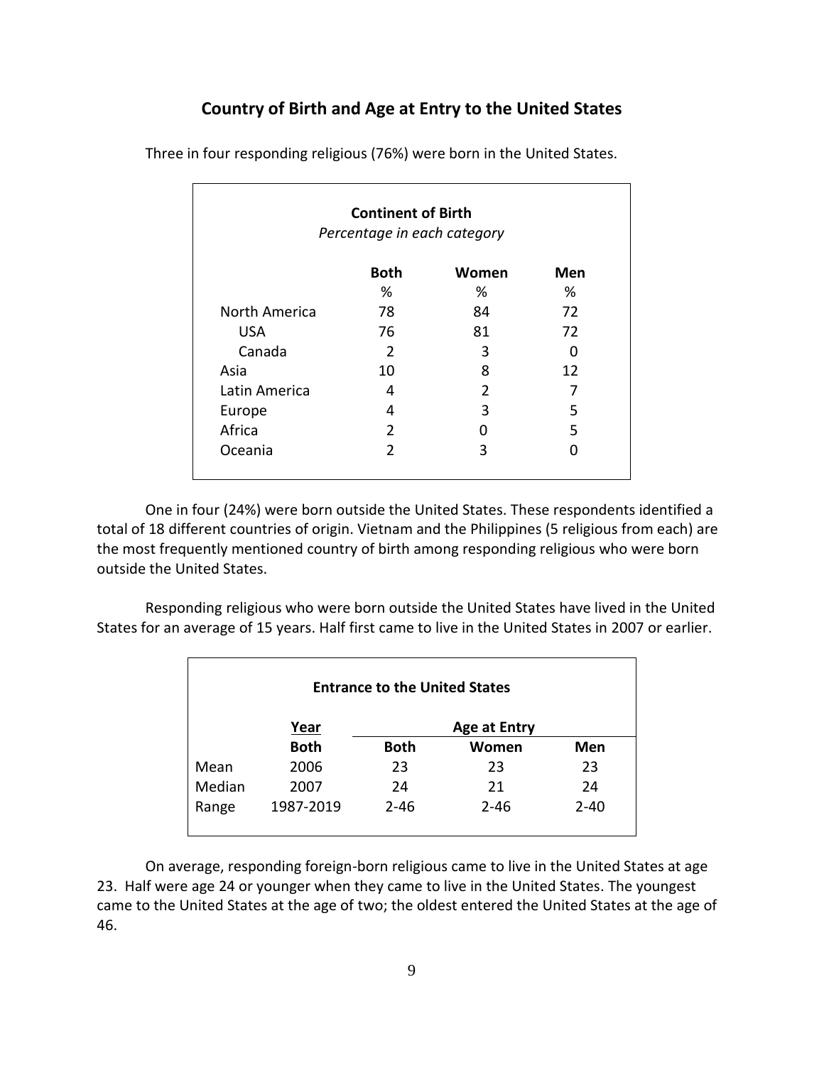## Country of Birth and Age at Entry to the United States

Three in four responding religious (76%) were born in the United States.

**Continent of Birth**
*Percentage in each category*

| | Both | Women | Men |
|---|---|---|---|
| | % | % | % |
| North America | 78 | 84 | 72 |
| USA | 76 | 81 | 72 |
| Canada | 2 | 3 | 0 |
| Asia | 10 | 8 | 12 |
| Latin America | 4 | 2 | 7 |
| Europe | 4 | 3 | 5 |
| Africa | 2 | 0 | 5 |
| Oceania | 2 | 3 | 0 |

One in four (24%) were born outside the United States. These respondents identified a total of 18 different countries of origin. Vietnam and the Philippines (5 religious from each) are the most frequently mentioned country of birth among responding religious who were born outside the United States.

Responding religious who were born outside the United States have lived in the United States for an average of 15 years. Half first came to live in the United States in 2007 or earlier.

**Entrance to the United States**

| | Year | Age at Entry | | |
|---|---|---|---|---|
| | Both | Both | Women | Men |
| Mean | 2006 | 23 | 23 | 23 |
| Median | 2007 | 24 | 21 | 24 |
| Range | 1987-2019 | 2-46 | 2-46 | 2-40 |

On average, responding foreign-born religious came to live in the United States at age 23. Half were age 24 or younger when they came to live in the United States. The youngest came to the United States at the age of two; the oldest entered the United States at the age of 46.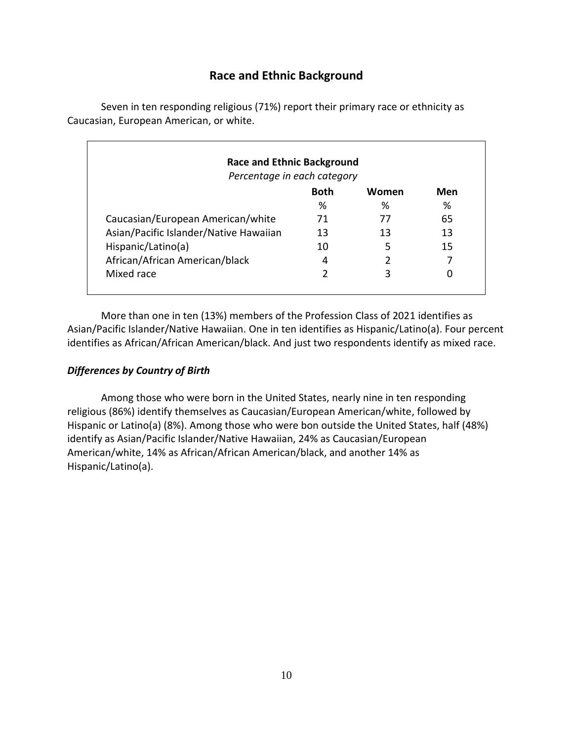## Race and Ethnic Background

Seven in ten responding religious (71%) report their primary race or ethnicity as Caucasian, European American, or white.

**Race and Ethnic Background**
*Percentage in each category*

| | Both | Women | Men |
|---|---|---|---|
| | % | % | % |
| Caucasian/European American/white | 71 | 77 | 65 |
| Asian/Pacific Islander/Native Hawaiian | 13 | 13 | 13 |
| Hispanic/Latino(a) | 10 | 5 | 15 |
| African/African American/black | 4 | 2 | 7 |
| Mixed race | 2 | 3 | 0 |

More than one in ten (13%) members of the Profession Class of 2021 identifies as Asian/Pacific Islander/Native Hawaiian. One in ten identifies as Hispanic/Latino(a). Four percent identifies as African/African American/black. And just two respondents identify as mixed race.

### *Differences by Country of Birth*

Among those who were born in the United States, nearly nine in ten responding religious (86%) identify themselves as Caucasian/European American/white, followed by Hispanic or Latino(a) (8%). Among those who were bon outside the United States, half (48%) identify as Asian/Pacific Islander/Native Hawaiian, 24% as Caucasian/European American/white, 14% as African/African American/black, and another 14% as Hispanic/Latino(a).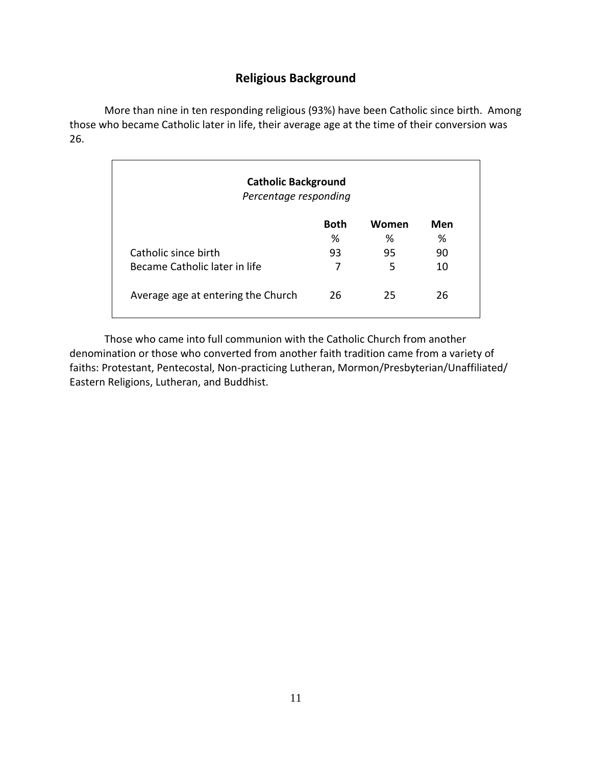## Religious Background

More than nine in ten responding religious (93%) have been Catholic since birth. Among those who became Catholic later in life, their average age at the time of their conversion was 26.

**Catholic Background**
*Percentage responding*

| | Both | Women | Men |
|---|---|---|---|
| | % | % | % |
| Catholic since birth | 93 | 95 | 90 |
| Became Catholic later in life | 7 | 5 | 10 |
| Average age at entering the Church | 26 | 25 | 26 |

Those who came into full communion with the Catholic Church from another denomination or those who converted from another faith tradition came from a variety of faiths: Protestant, Pentecostal, Non-practicing Lutheran, Mormon/Presbyterian/Unaffiliated/ Eastern Religions, Lutheran, and Buddhist.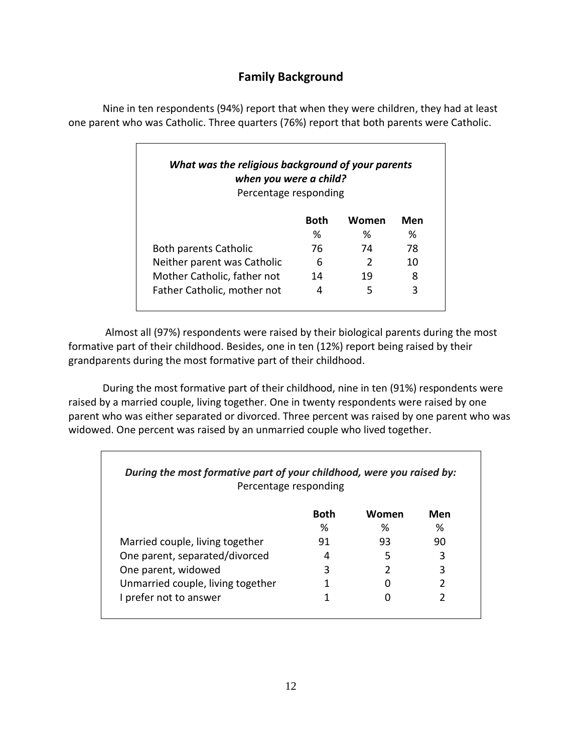## Family Background

Nine in ten respondents (94%) report that when they were children, they had at least one parent who was Catholic. Three quarters (76%) report that both parents were Catholic.

***What was the religious background of your parents when you were a child?***
Percentage responding

| | Both | Women | Men |
|---|---|---|---|
| | % | % | % |
| Both parents Catholic | 76 | 74 | 78 |
| Neither parent was Catholic | 6 | 2 | 10 |
| Mother Catholic, father not | 14 | 19 | 8 |
| Father Catholic, mother not | 4 | 5 | 3 |

Almost all (97%) respondents were raised by their biological parents during the most formative part of their childhood. Besides, one in ten (12%) report being raised by their grandparents during the most formative part of their childhood.

During the most formative part of their childhood, nine in ten (91%) respondents were raised by a married couple, living together. One in twenty respondents were raised by one parent who was either separated or divorced. Three percent was raised by one parent who was widowed. One percent was raised by an unmarried couple who lived together.

***During the most formative part of your childhood, were you raised by:***
Percentage responding

| | Both | Women | Men |
|---|---|---|---|
| | % | % | % |
| Married couple, living together | 91 | 93 | 90 |
| One parent, separated/divorced | 4 | 5 | 3 |
| One parent, widowed | 3 | 2 | 3 |
| Unmarried couple, living together | 1 | 0 | 2 |
| I prefer not to answer | 1 | 0 | 2 |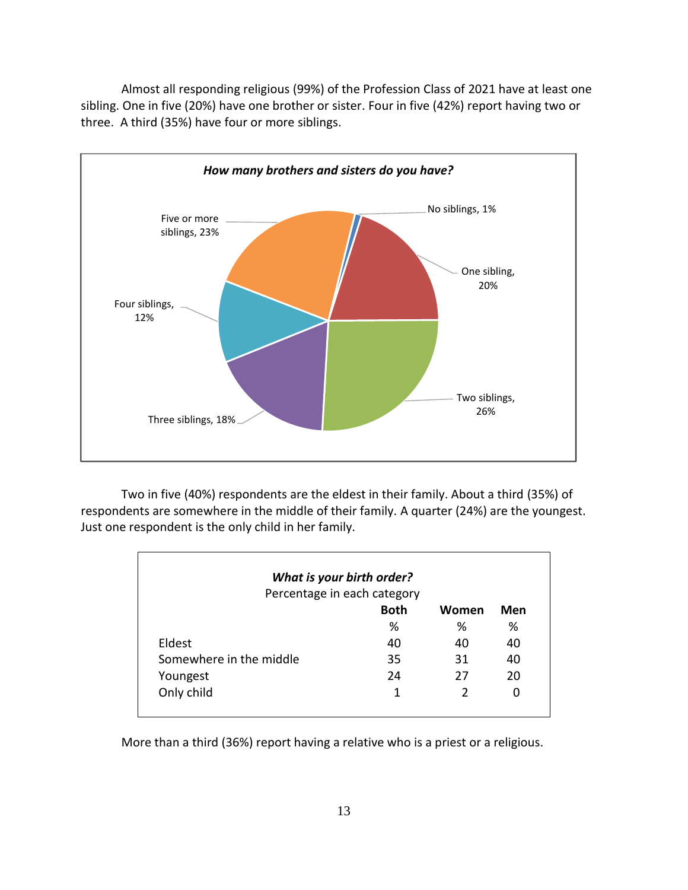Almost all responding religious (99%) of the Profession Class of 2021 have at least one sibling. One in five (20%) have one brother or sister. Four in five (42%) report having two or three. A third (35%) have four or more siblings.

***How many brothers and sisters do you have?***

| Response | % |
|---|---|
| No siblings | 1% |
| One sibling | 20% |
| Two siblings | 26% |
| Three siblings | 18% |
| Four siblings | 12% |
| Five or more siblings | 23% |

Two in five (40%) respondents are the eldest in their family. About a third (35%) of respondents are somewhere in the middle of their family. A quarter (24%) are the youngest. Just one respondent is the only child in her family.

***What is your birth order?***

Percentage in each category

| | **Both** | **Women** | **Men** |
|---|---|---|---|
| | % | % | % |
| Eldest | 40 | 40 | 40 |
| Somewhere in the middle | 35 | 31 | 40 |
| Youngest | 24 | 27 | 20 |
| Only child | 1 | 2 | 0 |

More than a third (36%) report having a relative who is a priest or a religious.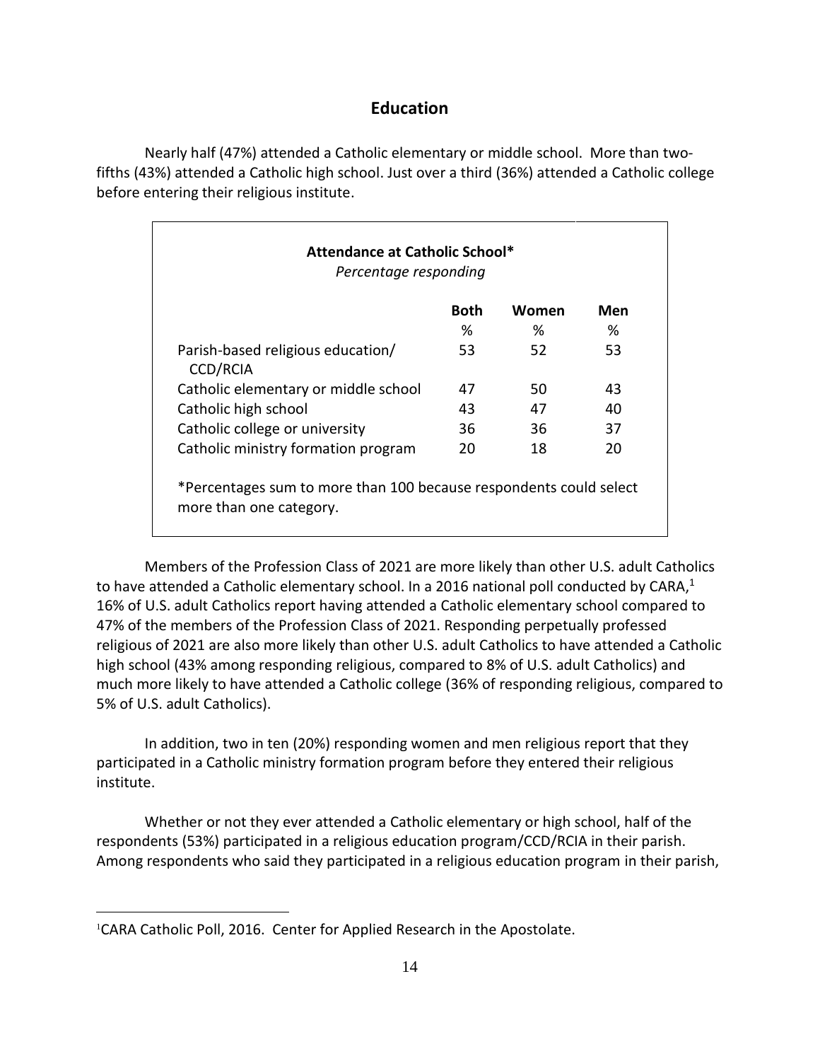## Education

Nearly half (47%) attended a Catholic elementary or middle school. More than two-fifths (43%) attended a Catholic high school. Just over a third (36%) attended a Catholic college before entering their religious institute.

**Attendance at Catholic School***

*Percentage responding*

| | Both | Women | Men |
|---|---|---|---|
| | % | % | % |
| Parish-based religious education/ CCD/RCIA | 53 | 52 | 53 |
| Catholic elementary or middle school | 47 | 50 | 43 |
| Catholic high school | 43 | 47 | 40 |
| Catholic college or university | 36 | 36 | 37 |
| Catholic ministry formation program | 20 | 18 | 20 |

*Percentages sum to more than 100 because respondents could select more than one category.

Members of the Profession Class of 2021 are more likely than other U.S. adult Catholics to have attended a Catholic elementary school. In a 2016 national poll conducted by CARA,[1] 16% of U.S. adult Catholics report having attended a Catholic elementary school compared to 47% of the members of the Profession Class of 2021. Responding perpetually professed religious of 2021 are also more likely than other U.S. adult Catholics to have attended a Catholic high school (43% among responding religious, compared to 8% of U.S. adult Catholics) and much more likely to have attended a Catholic college (36% of responding religious, compared to 5% of U.S. adult Catholics).

In addition, two in ten (20%) responding women and men religious report that they participated in a Catholic ministry formation program before they entered their religious institute.

Whether or not they ever attended a Catholic elementary or high school, half of the respondents (53%) participated in a religious education program/CCD/RCIA in their parish. Among respondents who said they participated in a religious education program in their parish,

[1]CARA Catholic Poll, 2016. Center for Applied Research in the Apostolate.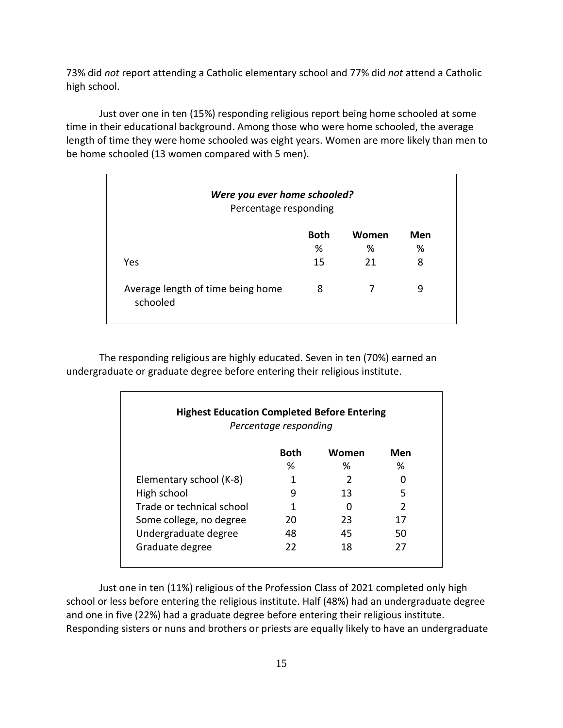73% did *not* report attending a Catholic elementary school and 77% did *not* attend a Catholic high school.

Just over one in ten (15%) responding religious report being home schooled at some time in their educational background. Among those who were home schooled, the average length of time they were home schooled was eight years. Women are more likely than men to be home schooled (13 women compared with 5 men).

***Were you ever home schooled?***
Percentage responding

| | Both | Women | Men |
|---|---|---|---|
| | % | % | % |
| Yes | 15 | 21 | 8 |
| Average length of time being home schooled | 8 | 7 | 9 |

The responding religious are highly educated. Seven in ten (70%) earned an undergraduate or graduate degree before entering their religious institute.

**Highest Education Completed Before Entering**
*Percentage responding*

| | Both | Women | Men |
|---|---|---|---|
| | % | % | % |
| Elementary school (K-8) | 1 | 2 | 0 |
| High school | 9 | 13 | 5 |
| Trade or technical school | 1 | 0 | 2 |
| Some college, no degree | 20 | 23 | 17 |
| Undergraduate degree | 48 | 45 | 50 |
| Graduate degree | 22 | 18 | 27 |

Just one in ten (11%) religious of the Profession Class of 2021 completed only high school or less before entering the religious institute. Half (48%) had an undergraduate degree and one in five (22%) had a graduate degree before entering their religious institute. Responding sisters or nuns and brothers or priests are equally likely to have an undergraduate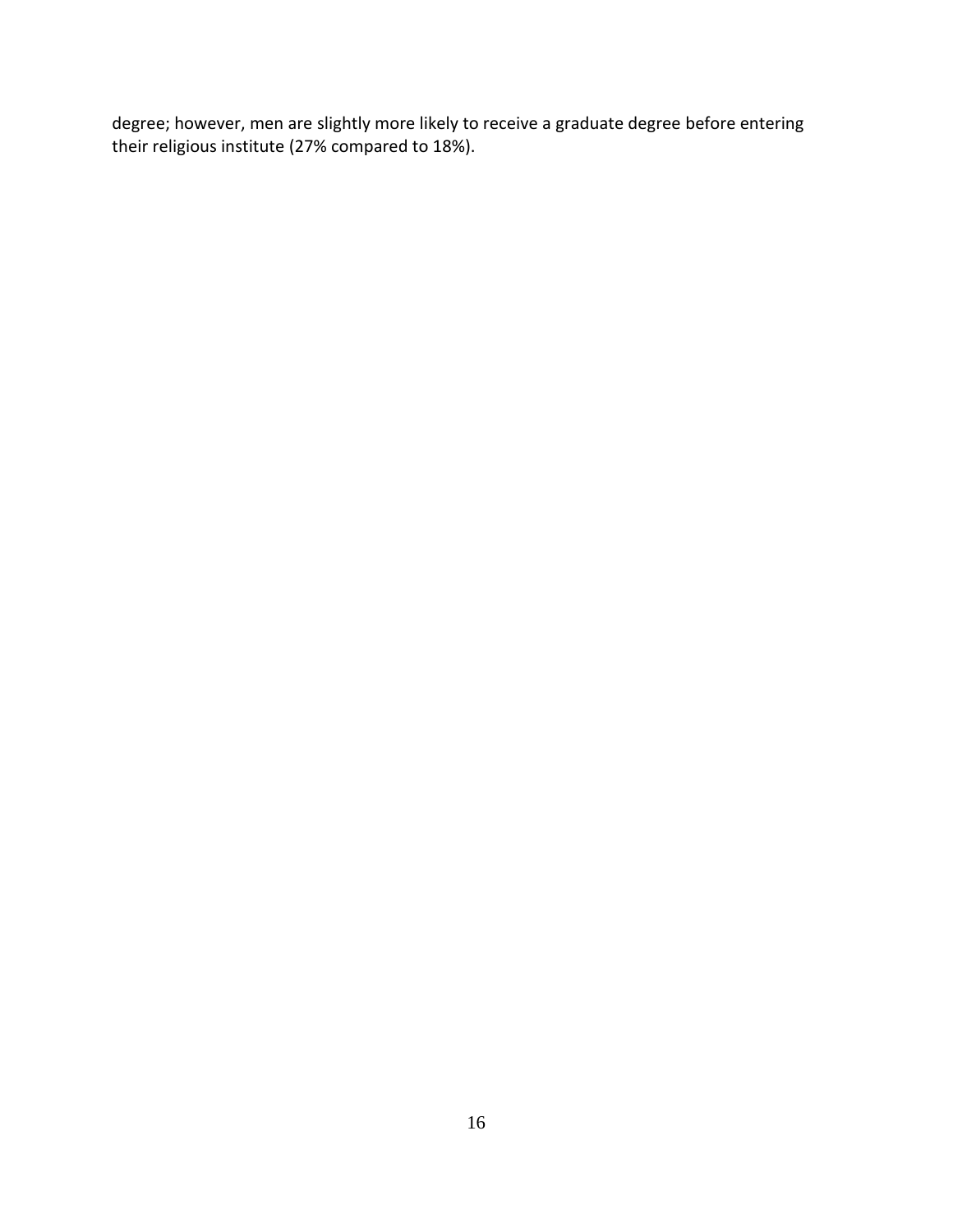degree; however, men are slightly more likely to receive a graduate degree before entering their religious institute (27% compared to 18%).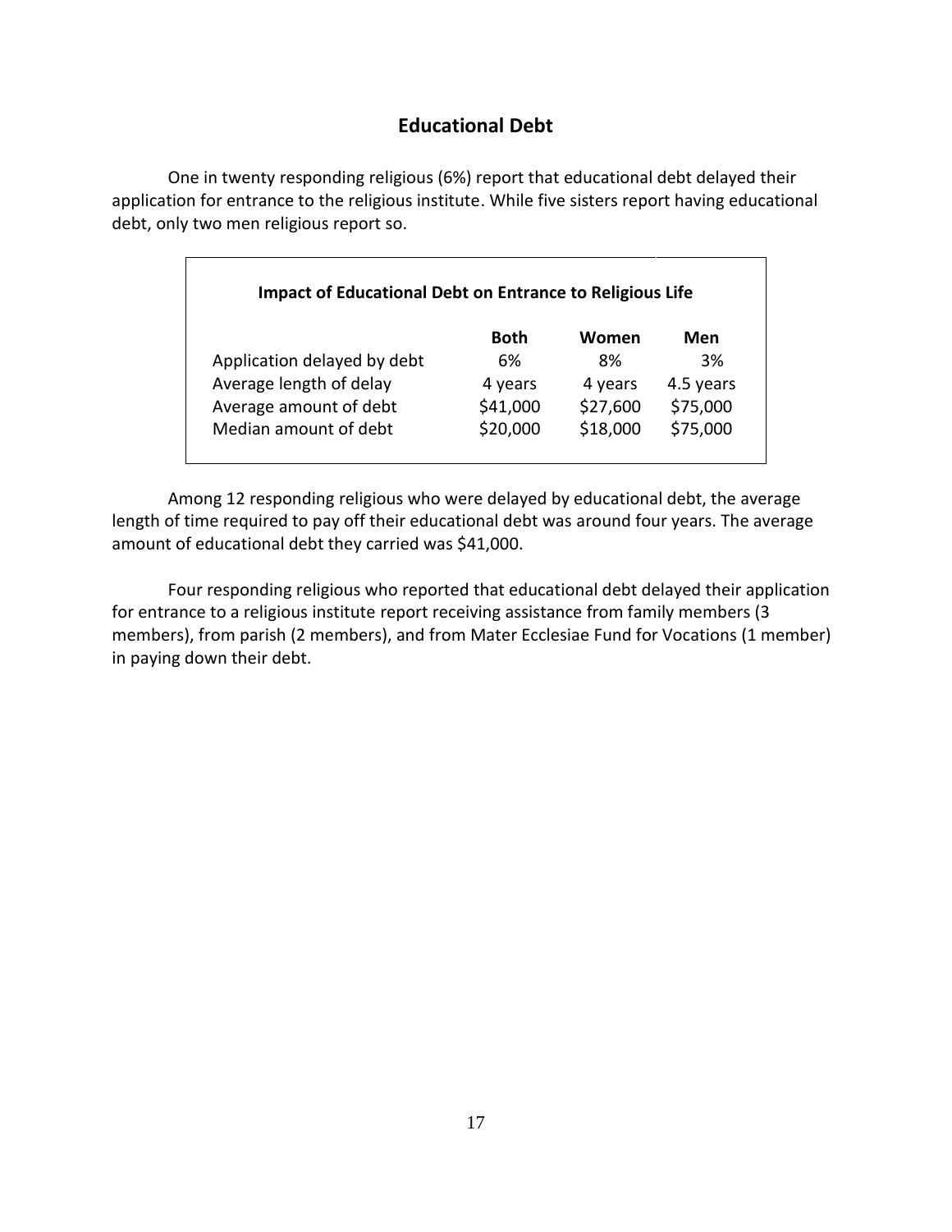## Educational Debt

One in twenty responding religious (6%) report that educational debt delayed their application for entrance to the religious institute. While five sisters report having educational debt, only two men religious report so.

**Impact of Educational Debt on Entrance to Religious Life**

| | Both | Women | Men |
|---|---|---|---|
| Application delayed by debt | 6% | 8% | 3% |
| Average length of delay | 4 years | 4 years | 4.5 years |
| Average amount of debt | $41,000 | $27,600 | $75,000 |
| Median amount of debt | $20,000 | $18,000 | $75,000 |

Among 12 responding religious who were delayed by educational debt, the average length of time required to pay off their educational debt was around four years. The average amount of educational debt they carried was $41,000.

Four responding religious who reported that educational debt delayed their application for entrance to a religious institute report receiving assistance from family members (3 members), from parish (2 members), and from Mater Ecclesiae Fund for Vocations (1 member) in paying down their debt.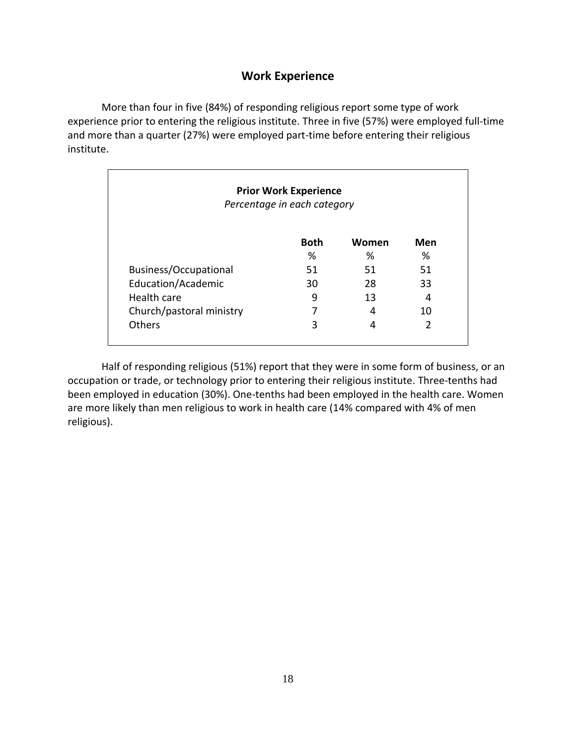## Work Experience

More than four in five (84%) of responding religious report some type of work experience prior to entering the religious institute. Three in five (57%) were employed full-time and more than a quarter (27%) were employed part-time before entering their religious institute.

**Prior Work Experience**
*Percentage in each category*

| | Both | Women | Men |
|---|---|---|---|
| | % | % | % |
| Business/Occupational | 51 | 51 | 51 |
| Education/Academic | 30 | 28 | 33 |
| Health care | 9 | 13 | 4 |
| Church/pastoral ministry | 7 | 4 | 10 |
| Others | 3 | 4 | 2 |

Half of responding religious (51%) report that they were in some form of business, or an occupation or trade, or technology prior to entering their religious institute. Three-tenths had been employed in education (30%). One-tenths had been employed in the health care. Women are more likely than men religious to work in health care (14% compared with 4% of men religious).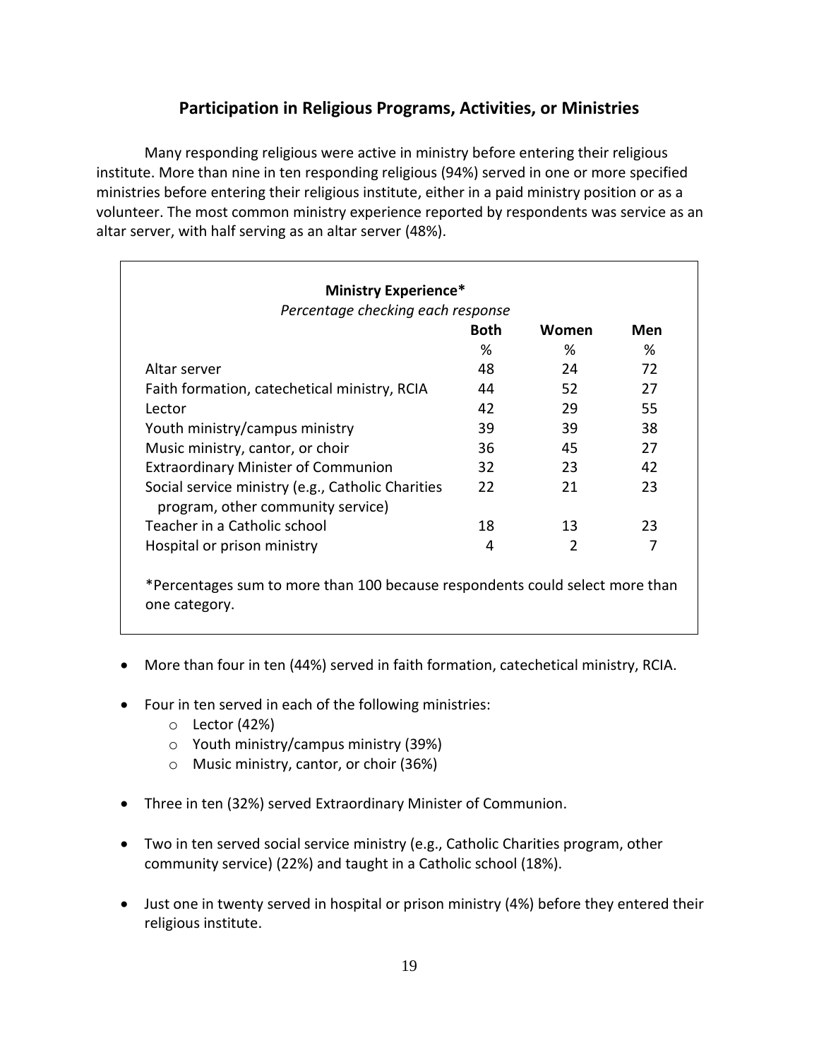## Participation in Religious Programs, Activities, or Ministries

Many responding religious were active in ministry before entering their religious institute. More than nine in ten responding religious (94%) served in one or more specified ministries before entering their religious institute, either in a paid ministry position or as a volunteer. The most common ministry experience reported by respondents was service as an altar server, with half serving as an altar server (48%).

**Ministry Experience***

*Percentage checking each response*

| | Both | Women | Men |
|---|---|---|---|
| | % | % | % |
| Altar server | 48 | 24 | 72 |
| Faith formation, catechetical ministry, RCIA | 44 | 52 | 27 |
| Lector | 42 | 29 | 55 |
| Youth ministry/campus ministry | 39 | 39 | 38 |
| Music ministry, cantor, or choir | 36 | 45 | 27 |
| Extraordinary Minister of Communion | 32 | 23 | 42 |
| Social service ministry (e.g., Catholic Charities program, other community service) | 22 | 21 | 23 |
| Teacher in a Catholic school | 18 | 13 | 23 |
| Hospital or prison ministry | 4 | 2 | 7 |

*Percentages sum to more than 100 because respondents could select more than one category.

- More than four in ten (44%) served in faith formation, catechetical ministry, RCIA.
- Four in ten served in each of the following ministries:
  - Lector (42%)
  - Youth ministry/campus ministry (39%)
  - Music ministry, cantor, or choir (36%)
- Three in ten (32%) served Extraordinary Minister of Communion.
- Two in ten served social service ministry (e.g., Catholic Charities program, other community service) (22%) and taught in a Catholic school (18%).
- Just one in twenty served in hospital or prison ministry (4%) before they entered their religious institute.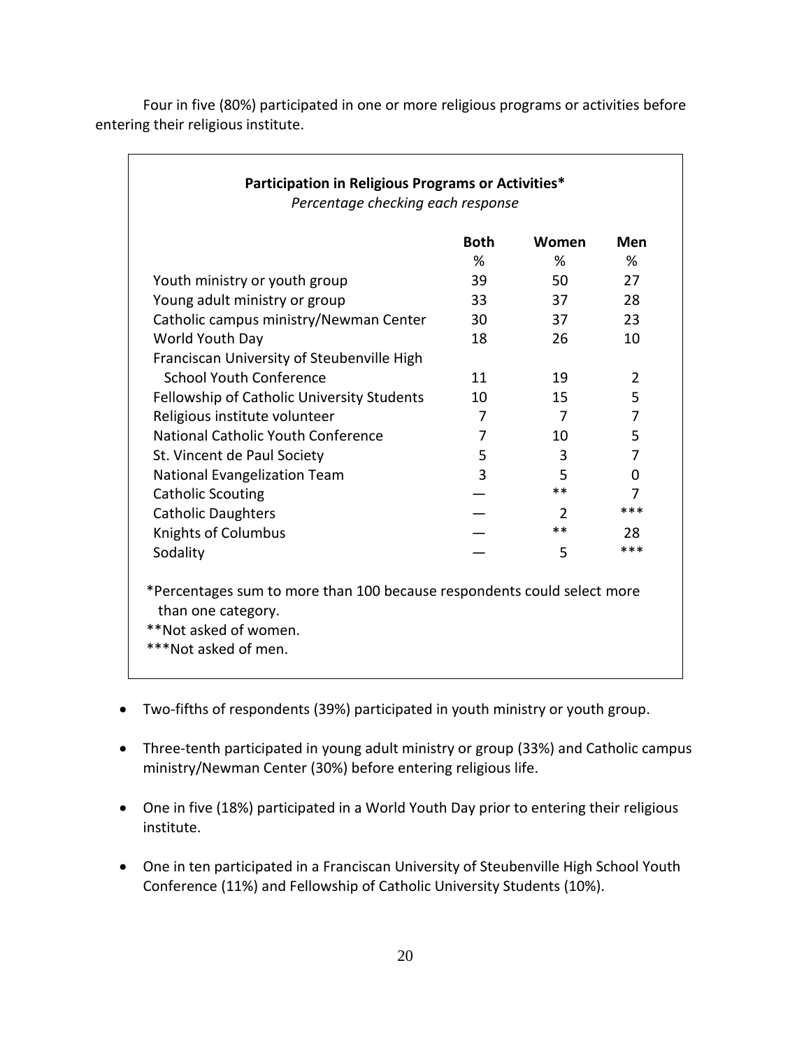Four in five (80%) participated in one or more religious programs or activities before entering their religious institute.

**Participation in Religious Programs or Activities***

*Percentage checking each response*

| | Both | Women | Men |
|---|---|---|---|
| | % | % | % |
| Youth ministry or youth group | 39 | 50 | 27 |
| Young adult ministry or group | 33 | 37 | 28 |
| Catholic campus ministry/Newman Center | 30 | 37 | 23 |
| World Youth Day | 18 | 26 | 10 |
| Franciscan University of Steubenville High School Youth Conference | 11 | 19 | 2 |
| Fellowship of Catholic University Students | 10 | 15 | 5 |
| Religious institute volunteer | 7 | 7 | 7 |
| National Catholic Youth Conference | 7 | 10 | 5 |
| St. Vincent de Paul Society | 5 | 3 | 7 |
| National Evangelization Team | 3 | 5 | 0 |
| Catholic Scouting | — | ** | 7 |
| Catholic Daughters | — | 2 | *** |
| Knights of Columbus | — | ** | 28 |
| Sodality | — | 5 | *** |

*Percentages sum to more than 100 because respondents could select more than one category.

**Not asked of women.

***Not asked of men.

- Two-fifths of respondents (39%) participated in youth ministry or youth group.
- Three-tenth participated in young adult ministry or group (33%) and Catholic campus ministry/Newman Center (30%) before entering religious life.
- One in five (18%) participated in a World Youth Day prior to entering their religious institute.
- One in ten participated in a Franciscan University of Steubenville High School Youth Conference (11%) and Fellowship of Catholic University Students (10%).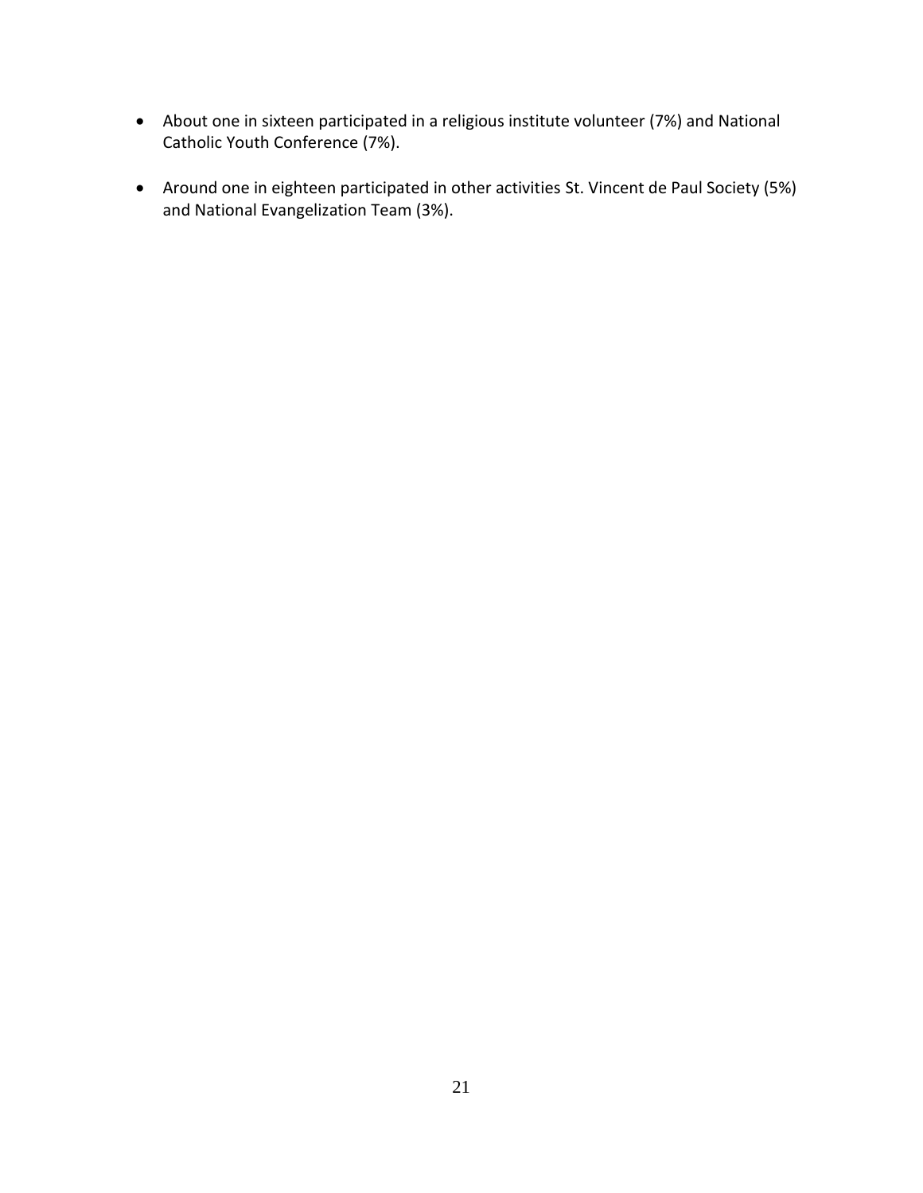- About one in sixteen participated in a religious institute volunteer (7%) and National Catholic Youth Conference (7%).

- Around one in eighteen participated in other activities St. Vincent de Paul Society (5%) and National Evangelization Team (3%).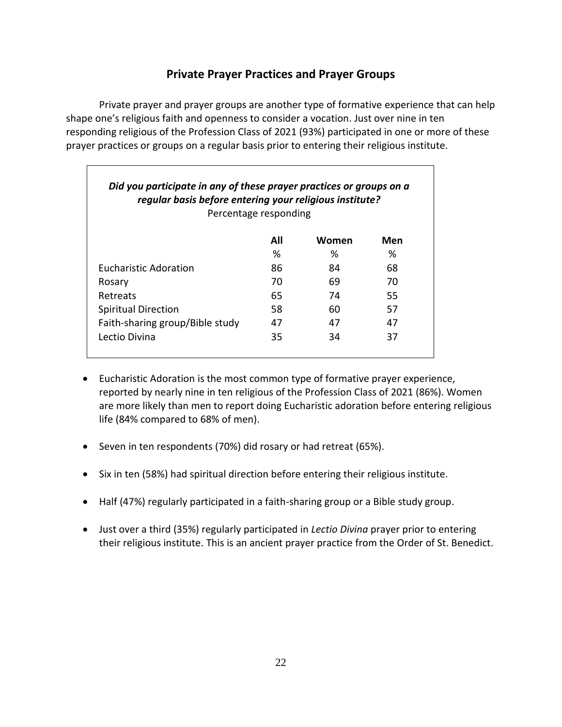## Private Prayer Practices and Prayer Groups

Private prayer and prayer groups are another type of formative experience that can help shape one's religious faith and openness to consider a vocation. Just over nine in ten responding religious of the Profession Class of 2021 (93%) participated in one or more of these prayer practices or groups on a regular basis prior to entering their religious institute.

***Did you participate in any of these prayer practices or groups on a regular basis before entering your religious institute?***
Percentage responding

| | All | Women | Men |
|---|---|---|---|
| | % | % | % |
| Eucharistic Adoration | 86 | 84 | 68 |
| Rosary | 70 | 69 | 70 |
| Retreats | 65 | 74 | 55 |
| Spiritual Direction | 58 | 60 | 57 |
| Faith-sharing group/Bible study | 47 | 47 | 47 |
| Lectio Divina | 35 | 34 | 37 |

- Eucharistic Adoration is the most common type of formative prayer experience, reported by nearly nine in ten religious of the Profession Class of 2021 (86%). Women are more likely than men to report doing Eucharistic adoration before entering religious life (84% compared to 68% of men).
- Seven in ten respondents (70%) did rosary or had retreat (65%).
- Six in ten (58%) had spiritual direction before entering their religious institute.
- Half (47%) regularly participated in a faith-sharing group or a Bible study group.
- Just over a third (35%) regularly participated in *Lectio Divina* prayer prior to entering their religious institute. This is an ancient prayer practice from the Order of St. Benedict.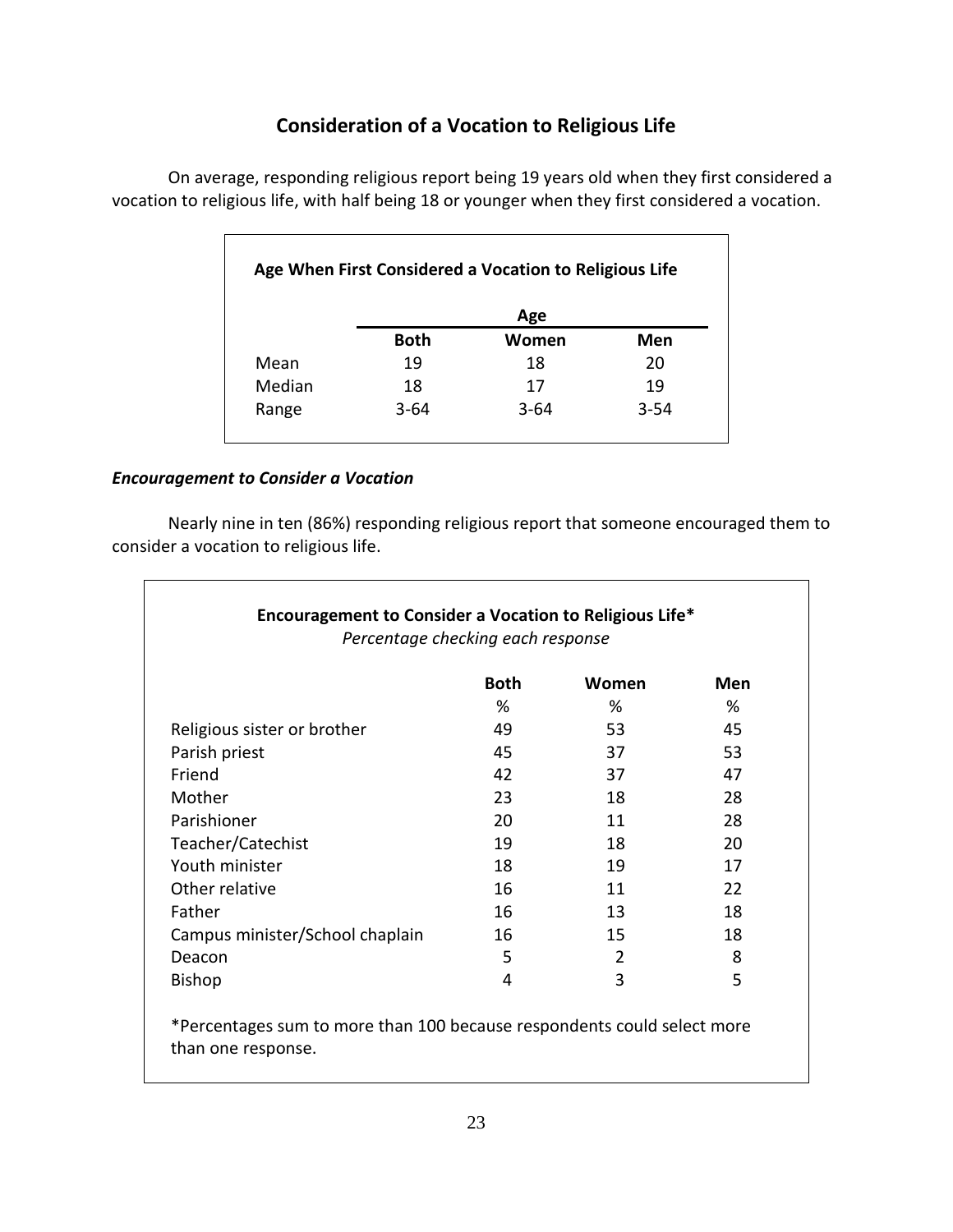## Consideration of a Vocation to Religious Life

On average, responding religious report being 19 years old when they first considered a vocation to religious life, with half being 18 or younger when they first considered a vocation.

**Age When First Considered a Vocation to Religious Life**

| | Age | | |
|---|---|---|---|
| | **Both** | **Women** | **Men** |
| Mean | 19 | 18 | 20 |
| Median | 18 | 17 | 19 |
| Range | 3-64 | 3-64 | 3-54 |

### *Encouragement to Consider a Vocation*

Nearly nine in ten (86%) responding religious report that someone encouraged them to consider a vocation to religious life.

**Encouragement to Consider a Vocation to Religious Life***
*Percentage checking each response*

| | **Both** | **Women** | **Men** |
|---|---|---|---|
| | % | % | % |
| Religious sister or brother | 49 | 53 | 45 |
| Parish priest | 45 | 37 | 53 |
| Friend | 42 | 37 | 47 |
| Mother | 23 | 18 | 28 |
| Parishioner | 20 | 11 | 28 |
| Teacher/Catechist | 19 | 18 | 20 |
| Youth minister | 18 | 19 | 17 |
| Other relative | 16 | 11 | 22 |
| Father | 16 | 13 | 18 |
| Campus minister/School chaplain | 16 | 15 | 18 |
| Deacon | 5 | 2 | 8 |
| Bishop | 4 | 3 | 5 |

*Percentages sum to more than 100 because respondents could select more than one response.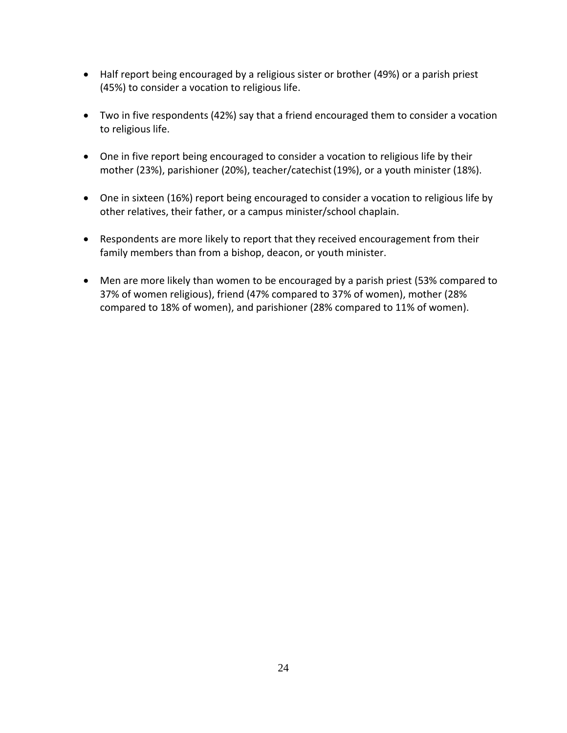- Half report being encouraged by a religious sister or brother (49%) or a parish priest (45%) to consider a vocation to religious life.

- Two in five respondents (42%) say that a friend encouraged them to consider a vocation to religious life.

- One in five report being encouraged to consider a vocation to religious life by their mother (23%), parishioner (20%), teacher/catechist (19%), or a youth minister (18%).

- One in sixteen (16%) report being encouraged to consider a vocation to religious life by other relatives, their father, or a campus minister/school chaplain.

- Respondents are more likely to report that they received encouragement from their family members than from a bishop, deacon, or youth minister.

- Men are more likely than women to be encouraged by a parish priest (53% compared to 37% of women religious), friend (47% compared to 37% of women), mother (28% compared to 18% of women), and parishioner (28% compared to 11% of women).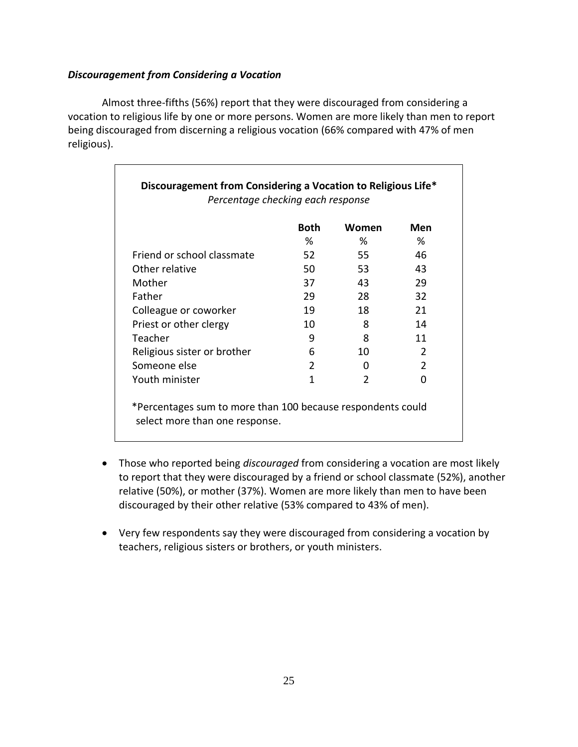***Discouragement from Considering a Vocation***

Almost three-fifths (56%) report that they were discouraged from considering a vocation to religious life by one or more persons. Women are more likely than men to report being discouraged from discerning a religious vocation (66% compared with 47% of men religious).

**Discouragement from Considering a Vocation to Religious Life***

*Percentage checking each response*

| | Both | Women | Men |
|---|---|---|---|
| | % | % | % |
| Friend or school classmate | 52 | 55 | 46 |
| Other relative | 50 | 53 | 43 |
| Mother | 37 | 43 | 29 |
| Father | 29 | 28 | 32 |
| Colleague or coworker | 19 | 18 | 21 |
| Priest or other clergy | 10 | 8 | 14 |
| Teacher | 9 | 8 | 11 |
| Religious sister or brother | 6 | 10 | 2 |
| Someone else | 2 | 0 | 2 |
| Youth minister | 1 | 2 | 0 |

*Percentages sum to more than 100 because respondents could select more than one response.

- Those who reported being *discouraged* from considering a vocation are most likely to report that they were discouraged by a friend or school classmate (52%), another relative (50%), or mother (37%). Women are more likely than men to have been discouraged by their other relative (53% compared to 43% of men).
- Very few respondents say they were discouraged from considering a vocation by teachers, religious sisters or brothers, or youth ministers.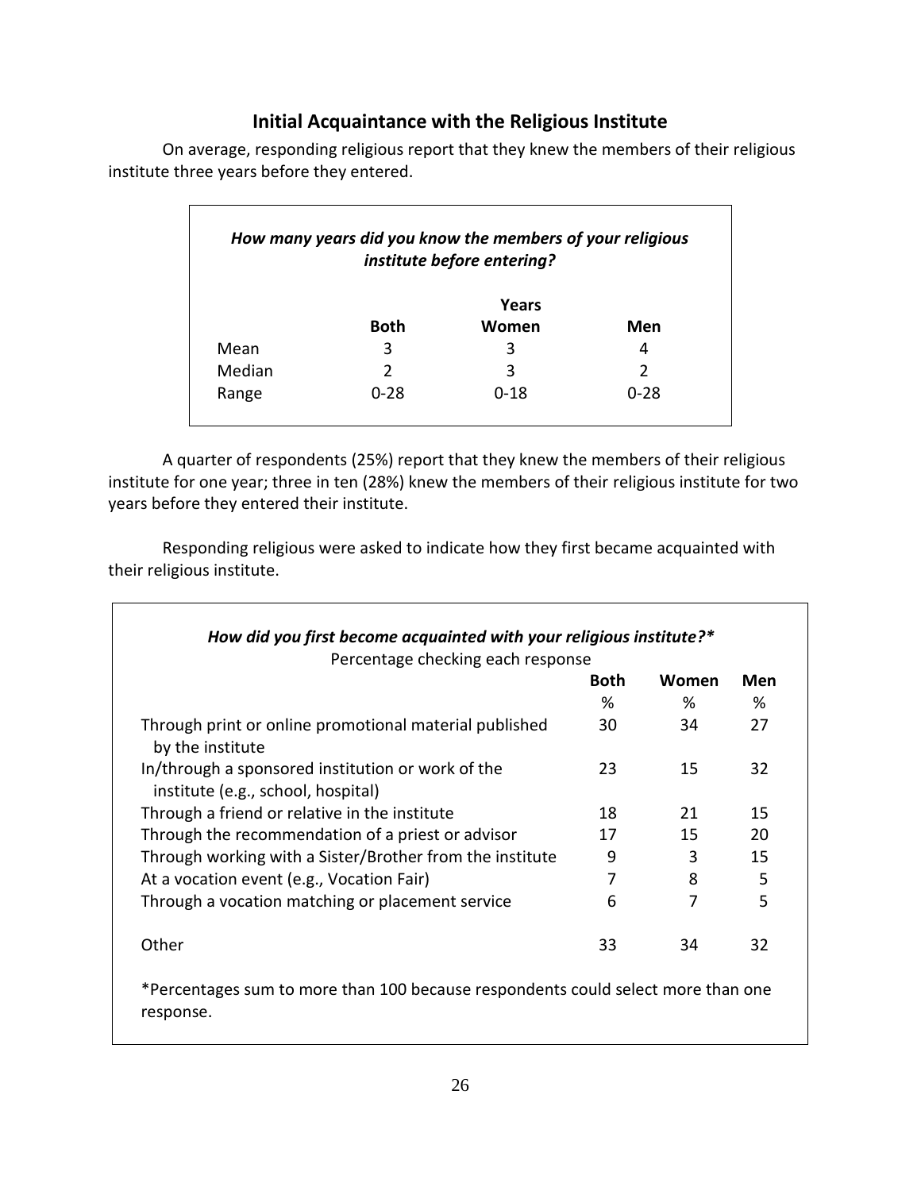## Initial Acquaintance with the Religious Institute

On average, responding religious report that they knew the members of their religious institute three years before they entered.

***How many years did you know the members of your religious institute before entering?***

| | | Years | |
|---|---|---|---|
| | **Both** | **Women** | **Men** |
| Mean | 3 | 3 | 4 |
| Median | 2 | 3 | 2 |
| Range | 0-28 | 0-18 | 0-28 |

A quarter of respondents (25%) report that they knew the members of their religious institute for one year; three in ten (28%) knew the members of their religious institute for two years before they entered their institute.

Responding religious were asked to indicate how they first became acquainted with their religious institute.

***How did you first become acquainted with your religious institute?****

Percentage checking each response

| | **Both** | **Women** | **Men** |
|---|---|---|---|
| | % | % | % |
| Through print or online promotional material published by the institute | 30 | 34 | 27 |
| In/through a sponsored institution or work of the institute (e.g., school, hospital) | 23 | 15 | 32 |
| Through a friend or relative in the institute | 18 | 21 | 15 |
| Through the recommendation of a priest or advisor | 17 | 15 | 20 |
| Through working with a Sister/Brother from the institute | 9 | 3 | 15 |
| At a vocation event (e.g., Vocation Fair) | 7 | 8 | 5 |
| Through a vocation matching or placement service | 6 | 7 | 5 |
| Other | 33 | 34 | 32 |

*Percentages sum to more than 100 because respondents could select more than one response.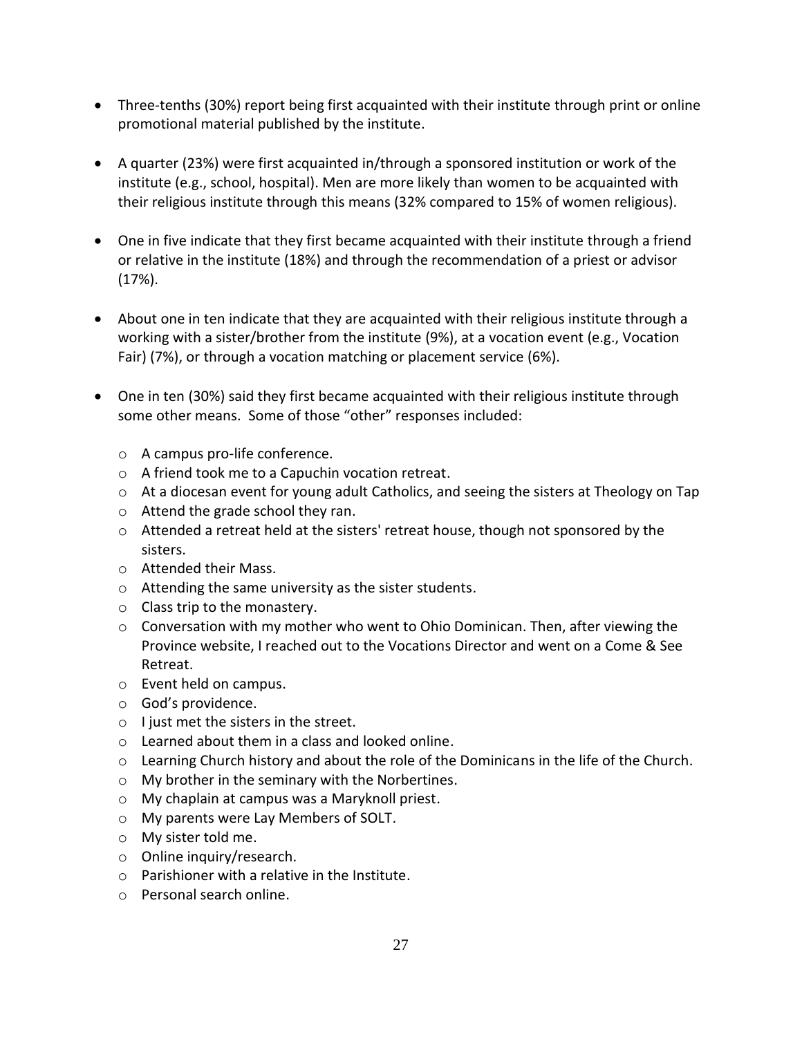- Three-tenths (30%) report being first acquainted with their institute through print or online promotional material published by the institute.

- A quarter (23%) were first acquainted in/through a sponsored institution or work of the institute (e.g., school, hospital). Men are more likely than women to be acquainted with their religious institute through this means (32% compared to 15% of women religious).

- One in five indicate that they first became acquainted with their institute through a friend or relative in the institute (18%) and through the recommendation of a priest or advisor (17%).

- About one in ten indicate that they are acquainted with their religious institute through a working with a sister/brother from the institute (9%), at a vocation event (e.g., Vocation Fair) (7%), or through a vocation matching or placement service (6%).

- One in ten (30%) said they first became acquainted with their religious institute through some other means. Some of those "other" responses included:

    - A campus pro-life conference.
    - A friend took me to a Capuchin vocation retreat.
    - At a diocesan event for young adult Catholics, and seeing the sisters at Theology on Tap
    - Attend the grade school they ran.
    - Attended a retreat held at the sisters' retreat house, though not sponsored by the sisters.
    - Attended their Mass.
    - Attending the same university as the sister students.
    - Class trip to the monastery.
    - Conversation with my mother who went to Ohio Dominican. Then, after viewing the Province website, I reached out to the Vocations Director and went on a Come & See Retreat.
    - Event held on campus.
    - God's providence.
    - I just met the sisters in the street.
    - Learned about them in a class and looked online.
    - Learning Church history and about the role of the Dominicans in the life of the Church.
    - My brother in the seminary with the Norbertines.
    - My chaplain at campus was a Maryknoll priest.
    - My parents were Lay Members of SOLT.
    - My sister told me.
    - Online inquiry/research.
    - Parishioner with a relative in the Institute.
    - Personal search online.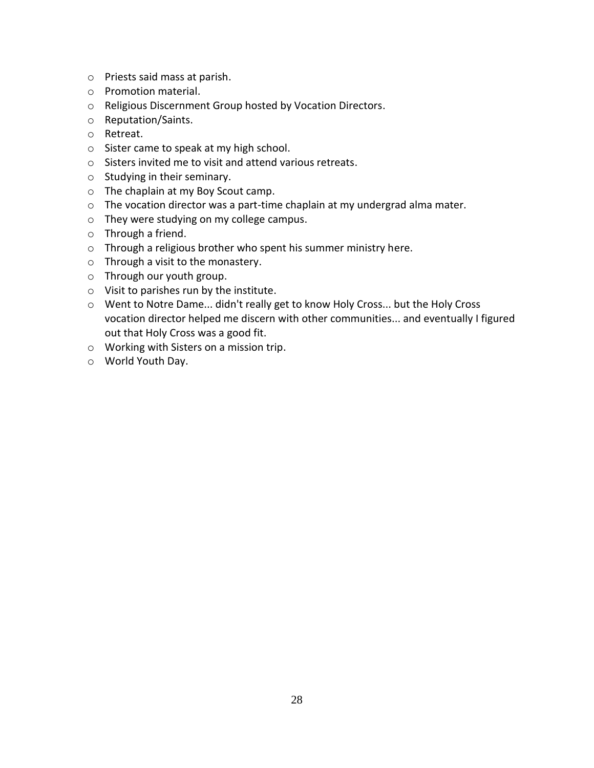- Priests said mass at parish.
- Promotion material.
- Religious Discernment Group hosted by Vocation Directors.
- Reputation/Saints.
- Retreat.
- Sister came to speak at my high school.
- Sisters invited me to visit and attend various retreats.
- Studying in their seminary.
- The chaplain at my Boy Scout camp.
- The vocation director was a part-time chaplain at my undergrad alma mater.
- They were studying on my college campus.
- Through a friend.
- Through a religious brother who spent his summer ministry here.
- Through a visit to the monastery.
- Through our youth group.
- Visit to parishes run by the institute.
- Went to Notre Dame... didn't really get to know Holy Cross... but the Holy Cross vocation director helped me discern with other communities... and eventually I figured out that Holy Cross was a good fit.
- Working with Sisters on a mission trip.
- World Youth Day.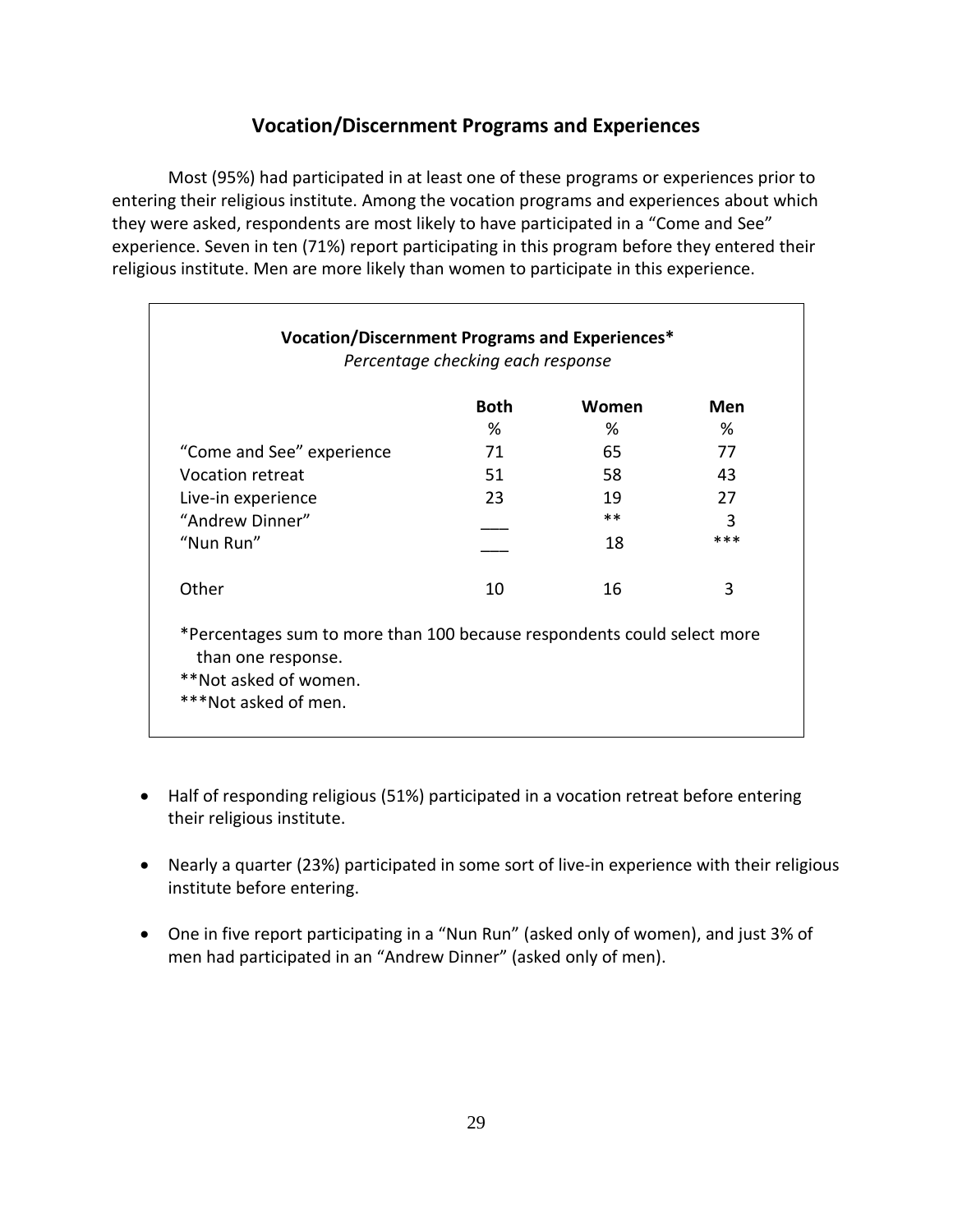## Vocation/Discernment Programs and Experiences

Most (95%) had participated in at least one of these programs or experiences prior to entering their religious institute. Among the vocation programs and experiences about which they were asked, respondents are most likely to have participated in a "Come and See" experience. Seven in ten (71%) report participating in this program before they entered their religious institute. Men are more likely than women to participate in this experience.

**Vocation/Discernment Programs and Experiences***

*Percentage checking each response*

| | Both | Women | Men |
|---|---|---|---|
| | % | % | % |
| "Come and See" experience | 71 | 65 | 77 |
| Vocation retreat | 51 | 58 | 43 |
| Live-in experience | 23 | 19 | 27 |
| "Andrew Dinner" | ___ | ** | 3 |
| "Nun Run" | ___ | 18 | *** |
| Other | 10 | 16 | 3 |

*Percentages sum to more than 100 because respondents could select more than one response.
**Not asked of women.
***Not asked of men.

- Half of responding religious (51%) participated in a vocation retreat before entering their religious institute.
- Nearly a quarter (23%) participated in some sort of live-in experience with their religious institute before entering.
- One in five report participating in a "Nun Run" (asked only of women), and just 3% of men had participated in an "Andrew Dinner" (asked only of men).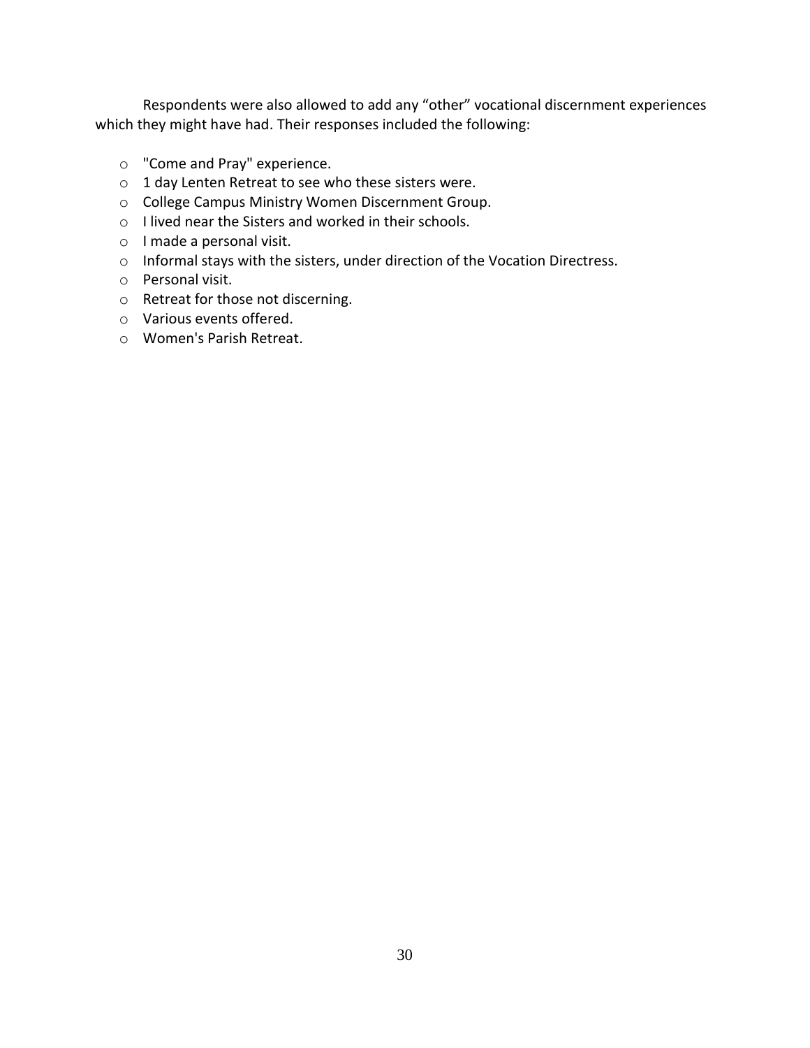Respondents were also allowed to add any "other" vocational discernment experiences which they might have had. Their responses included the following:

- "Come and Pray" experience.
- 1 day Lenten Retreat to see who these sisters were.
- College Campus Ministry Women Discernment Group.
- I lived near the Sisters and worked in their schools.
- I made a personal visit.
- Informal stays with the sisters, under direction of the Vocation Directress.
- Personal visit.
- Retreat for those not discerning.
- Various events offered.
- Women's Parish Retreat.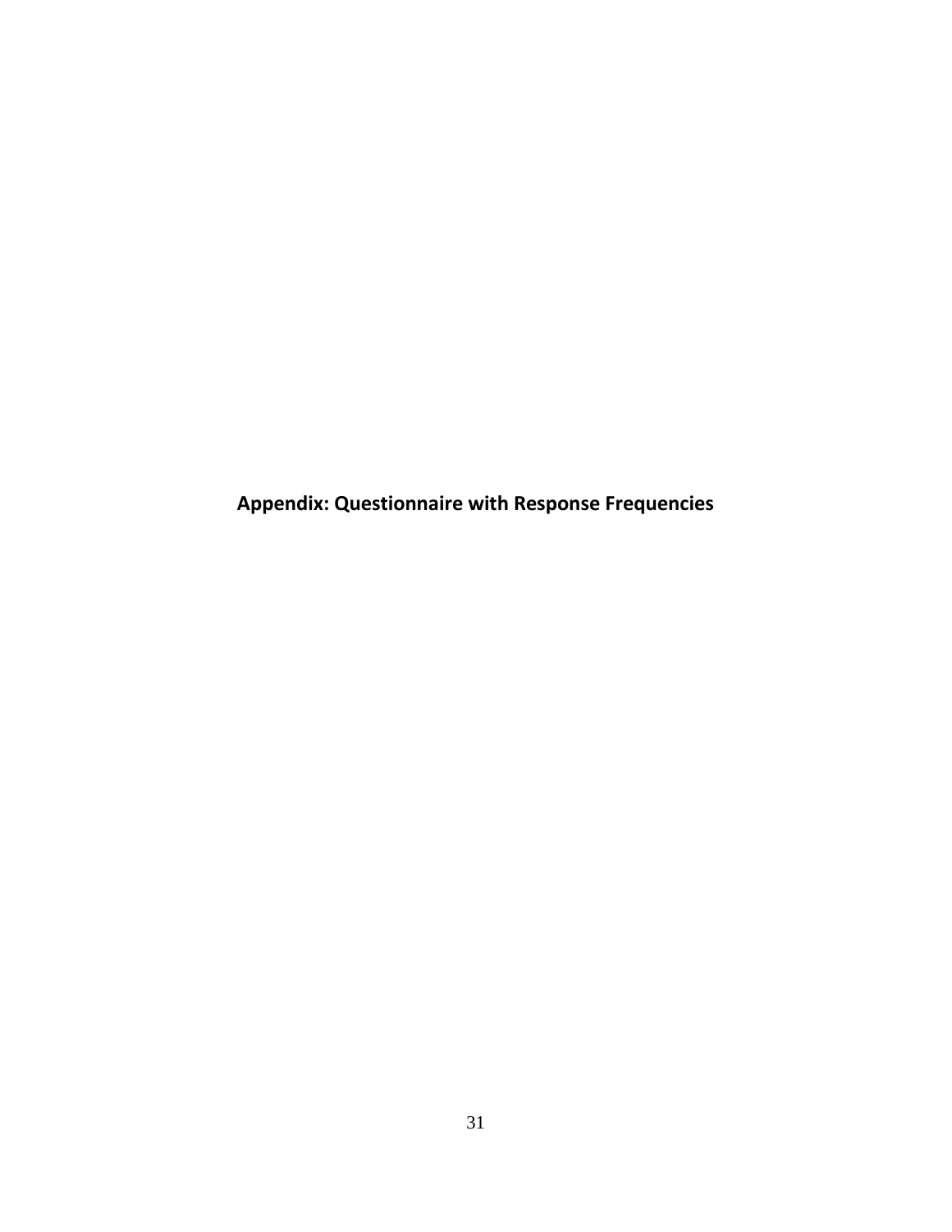# Appendix: Questionnaire with Response Frequencies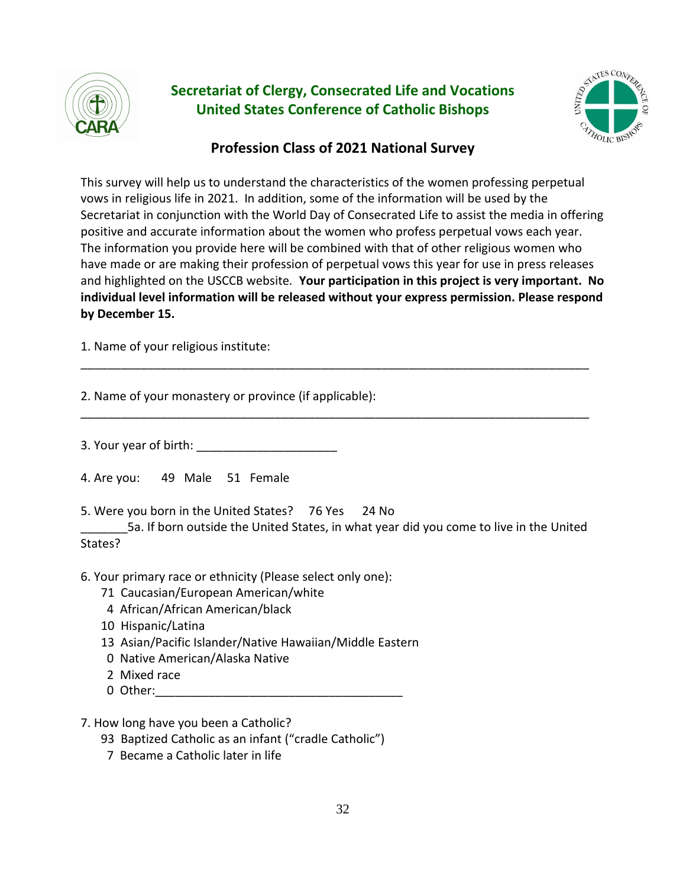**Secretariat of Clergy, Consecrated Life and Vocations**
**United States Conference of Catholic Bishops**

## Profession Class of 2021 National Survey

This survey will help us to understand the characteristics of the women professing perpetual vows in religious life in 2021. In addition, some of the information will be used by the Secretariat in conjunction with the World Day of Consecrated Life to assist the media in offering positive and accurate information about the women who profess perpetual vows each year. The information you provide here will be combined with that of other religious women who have made or are making their profession of perpetual vows this year for use in press releases and highlighted on the USCCB website. **Your participation in this project is very important. No individual level information will be released without your express permission. Please respond by December 15.**

1. Name of your religious institute:

______________________________________________________________________________

2. Name of your monastery or province (if applicable):

______________________________________________________________________________

3. Your year of birth: _____________________

4. Are you: 49 Male 51 Female

5. Were you born in the United States? 76 Yes 24 No

_______5a. If born outside the United States, in what year did you come to live in the United States?

6. Your primary race or ethnicity (Please select only one):
   - 71 Caucasian/European American/white
   - 4 African/African American/black
   - 10 Hispanic/Latina
   - 13 Asian/Pacific Islander/Native Hawaiian/Middle Eastern
   - 0 Native American/Alaska Native
   - 2 Mixed race
   - 0 Other:_____________________________________

7. How long have you been a Catholic?
   - 93 Baptized Catholic as an infant ("cradle Catholic")
   - 7 Became a Catholic later in life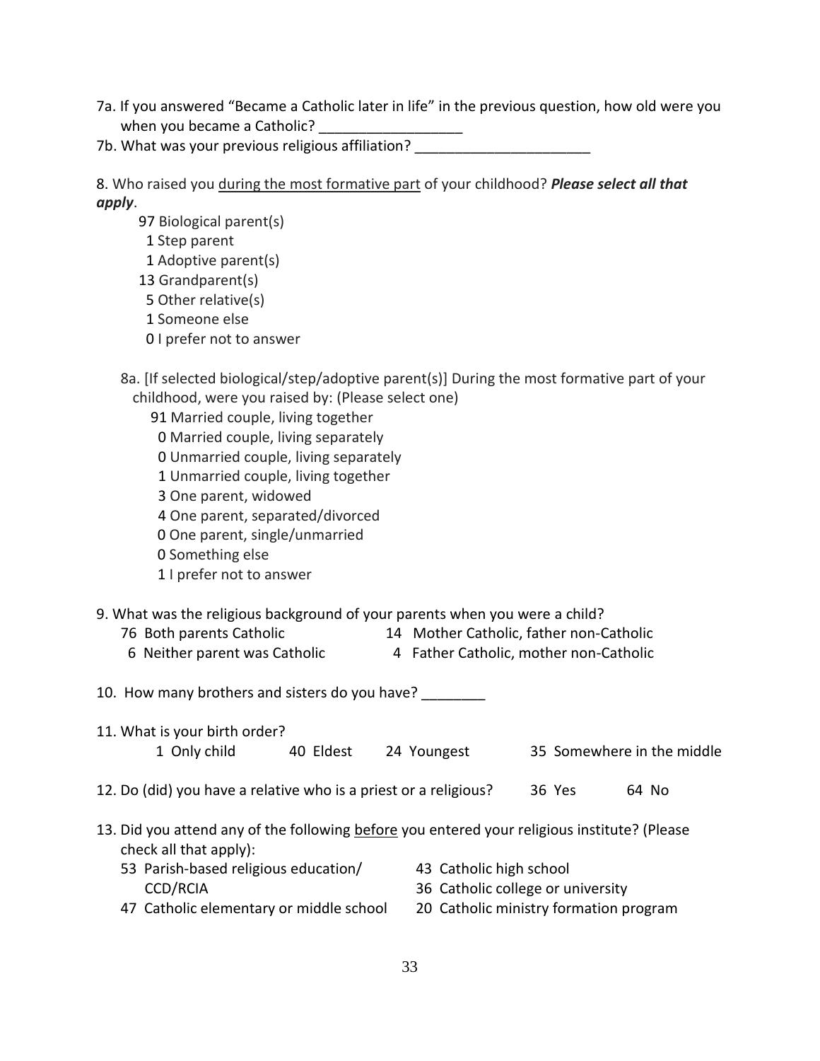7a. If you answered "Became a Catholic later in life" in the previous question, how old were you when you became a Catholic? ___________________

7b. What was your previous religious affiliation? ______________________

8. Who raised you <u>during the most formative part</u> of your childhood? ***Please select all that apply***.

97 Biological parent(s)
1 Step parent
1 Adoptive parent(s)
13 Grandparent(s)
5 Other relative(s)
1 Someone else
0 I prefer not to answer

8a. [If selected biological/step/adoptive parent(s)] During the most formative part of your childhood, were you raised by: (Please select one)

91 Married couple, living together
0 Married couple, living separately
0 Unmarried couple, living separately
1 Unmarried couple, living together
3 One parent, widowed
4 One parent, separated/divorced
0 One parent, single/unmarried
0 Something else
1 I prefer not to answer

9. What was the religious background of your parents when you were a child?

76 Both parents Catholic
14 Mother Catholic, father non-Catholic
6 Neither parent was Catholic
4 Father Catholic, mother non-Catholic

10. How many brothers and sisters do you have? ________

11. What is your birth order?

1 Only child
40 Eldest
24 Youngest
35 Somewhere in the middle

12. Do (did) you have a relative who is a priest or a religious? 36 Yes 64 No

13. Did you attend any of the following <u>before</u> you entered your religious institute? (Please check all that apply):

53 Parish-based religious education/ CCD/RCIA
47 Catholic elementary or middle school
43 Catholic high school
36 Catholic college or university
20 Catholic ministry formation program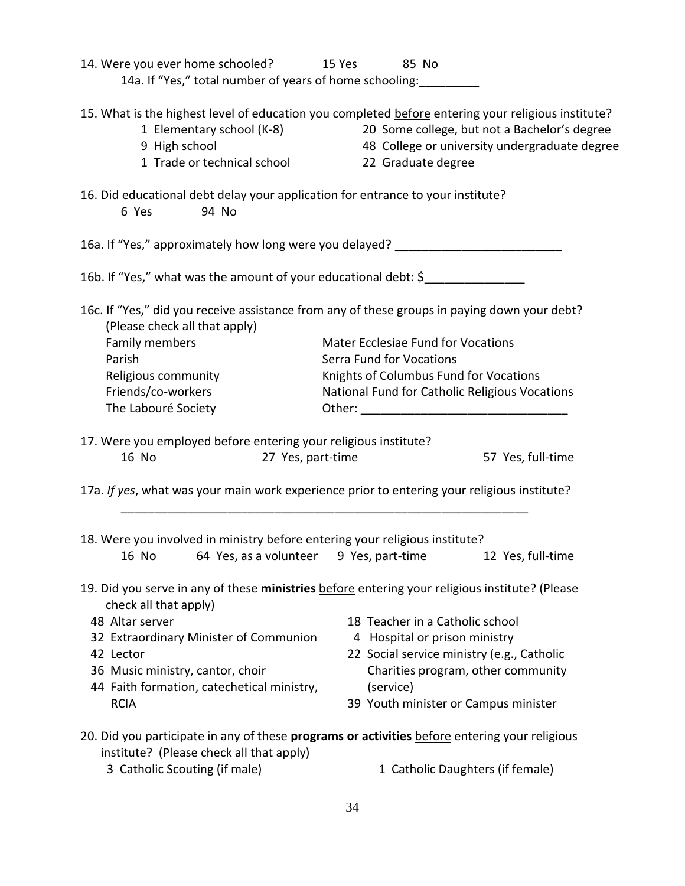14. Were you ever home schooled? 15 Yes 85 No

 14a. If "Yes," total number of years of home schooling:_________

15. What is the highest level of education you completed before entering your religious institute?

- 1 Elementary school (K-8)
- 9 High school
- 1 Trade or technical school
- 20 Some college, but not a Bachelor's degree
- 48 College or university undergraduate degree
- 22 Graduate degree

16. Did educational debt delay your application for entrance to your institute?

 6 Yes 94 No

16a. If "Yes," approximately how long were you delayed? _________________________

16b. If "Yes," what was the amount of your educational debt: $_______________

16c. If "Yes," did you receive assistance from any of these groups in paying down your debt? (Please check all that apply)

- Family members
- Parish
- Religious community
- Friends/co-workers
- The Labouré Society
- Mater Ecclesiae Fund for Vocations
- Serra Fund for Vocations
- Knights of Columbus Fund for Vocations
- National Fund for Catholic Religious Vocations
- Other: _______________________________

17. Were you employed before entering your religious institute?

 16 No 27 Yes, part-time 57 Yes, full-time

17a. *If yes*, what was your main work experience prior to entering your religious institute?

 _______________________________________________________________

18. Were you involved in ministry before entering your religious institute?

 16 No 64 Yes, as a volunteer 9 Yes, part-time 12 Yes, full-time

19. Did you serve in any of these **ministries** before entering your religious institute? (Please check all that apply)

- 48 Altar server
- 32 Extraordinary Minister of Communion
- 42 Lector
- 36 Music ministry, cantor, choir
- 44 Faith formation, catechetical ministry, RCIA
- 18 Teacher in a Catholic school
- 4 Hospital or prison ministry
- 22 Social service ministry (e.g., Catholic Charities program, other community (service)
- 39 Youth minister or Campus minister

20. Did you participate in any of these **programs or activities** before entering your religious institute? (Please check all that apply)

- 3 Catholic Scouting (if male)
- 1 Catholic Daughters (if female)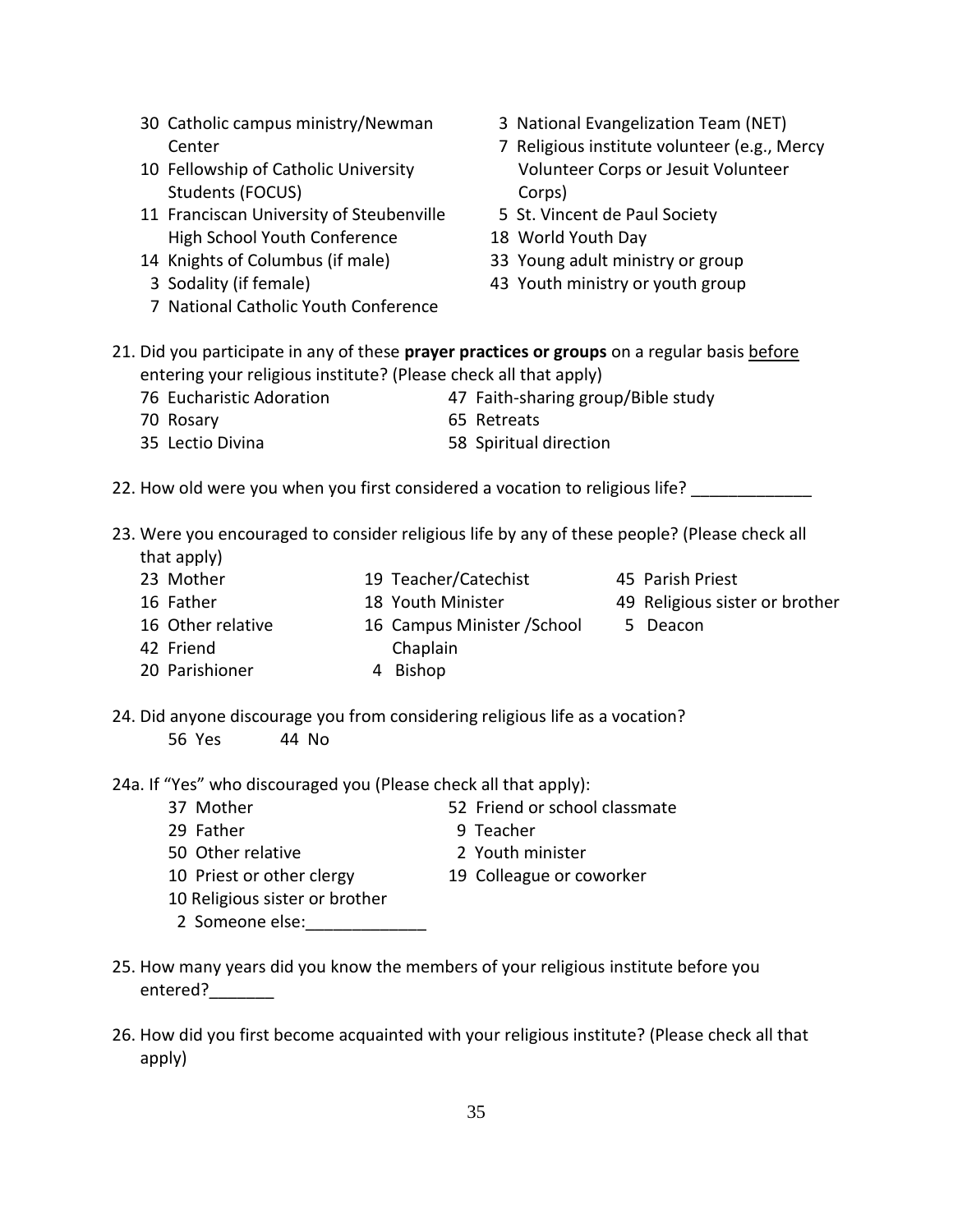30 Catholic campus ministry/Newman Center
10 Fellowship of Catholic University Students (FOCUS)
11 Franciscan University of Steubenville High School Youth Conference
14 Knights of Columbus (if male)
3 Sodality (if female)
7 National Catholic Youth Conference
3 National Evangelization Team (NET)
7 Religious institute volunteer (e.g., Mercy Volunteer Corps or Jesuit Volunteer Corps)
5 St. Vincent de Paul Society
18 World Youth Day
33 Young adult ministry or group
43 Youth ministry or youth group

21. Did you participate in any of these **prayer practices or groups** on a regular basis before entering your religious institute? (Please check all that apply)

76 Eucharistic Adoration
70 Rosary
35 Lectio Divina
47 Faith-sharing group/Bible study
65 Retreats
58 Spiritual direction

22. How old were you when you first considered a vocation to religious life? _____________

23. Were you encouraged to consider religious life by any of these people? (Please check all that apply)

23 Mother
16 Father
16 Other relative
42 Friend
20 Parishioner
19 Teacher/Catechist
18 Youth Minister
16 Campus Minister /School Chaplain
4 Bishop
45 Parish Priest
49 Religious sister or brother
5 Deacon

24. Did anyone discourage you from considering religious life as a vocation?

56 Yes 44 No

24a. If "Yes" who discouraged you (Please check all that apply):

37 Mother
29 Father
50 Other relative
10 Priest or other clergy
10 Religious sister or brother
2 Someone else:_____________
52 Friend or school classmate
9 Teacher
2 Youth minister
19 Colleague or coworker

25. How many years did you know the members of your religious institute before you entered?_______

26. How did you first become acquainted with your religious institute? (Please check all that apply)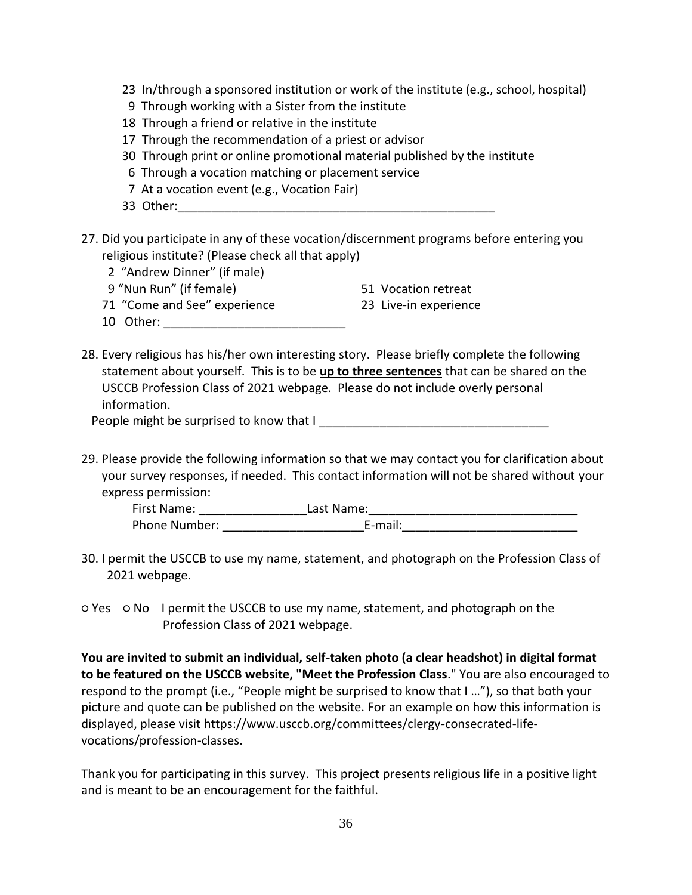23 In/through a sponsored institution or work of the institute (e.g., school, hospital)
9 Through working with a Sister from the institute
18 Through a friend or relative in the institute
17 Through the recommendation of a priest or advisor
30 Through print or online promotional material published by the institute
6 Through a vocation matching or placement service
7 At a vocation event (e.g., Vocation Fair)
33 Other:_______________________________________________

27. Did you participate in any of these vocation/discernment programs before entering you religious institute? (Please check all that apply)

2 "Andrew Dinner" (if male)
9 "Nun Run" (if female)
71 "Come and See" experience
10 Other: _________________________
51 Vocation retreat
23 Live-in experience

28. Every religious has his/her own interesting story. Please briefly complete the following statement about yourself. This is to be **up to three sentences** that can be shared on the USCCB Profession Class of 2021 webpage. Please do not include overly personal information.

People might be surprised to know that I _________________________________

29. Please provide the following information so that we may contact you for clarification about your survey responses, if needed. This contact information will not be shared without your express permission:

First Name: _______________Last Name:______________________________
Phone Number: ____________________E-mail:_________________________

30. I permit the USCCB to use my name, statement, and photograph on the Profession Class of 2021 webpage.

○ Yes ○ No I permit the USCCB to use my name, statement, and photograph on the Profession Class of 2021 webpage.

**You are invited to submit an individual, self-taken photo (a clear headshot) in digital format to be featured on the USCCB website, "Meet the Profession Class**." You are also encouraged to respond to the prompt (i.e., "People might be surprised to know that I …"), so that both your picture and quote can be published on the website. For an example on how this information is displayed, please visit https://www.usccb.org/committees/clergy-consecrated-life-vocations/profession-classes.

Thank you for participating in this survey. This project presents religious life in a positive light and is meant to be an encouragement for the faithful.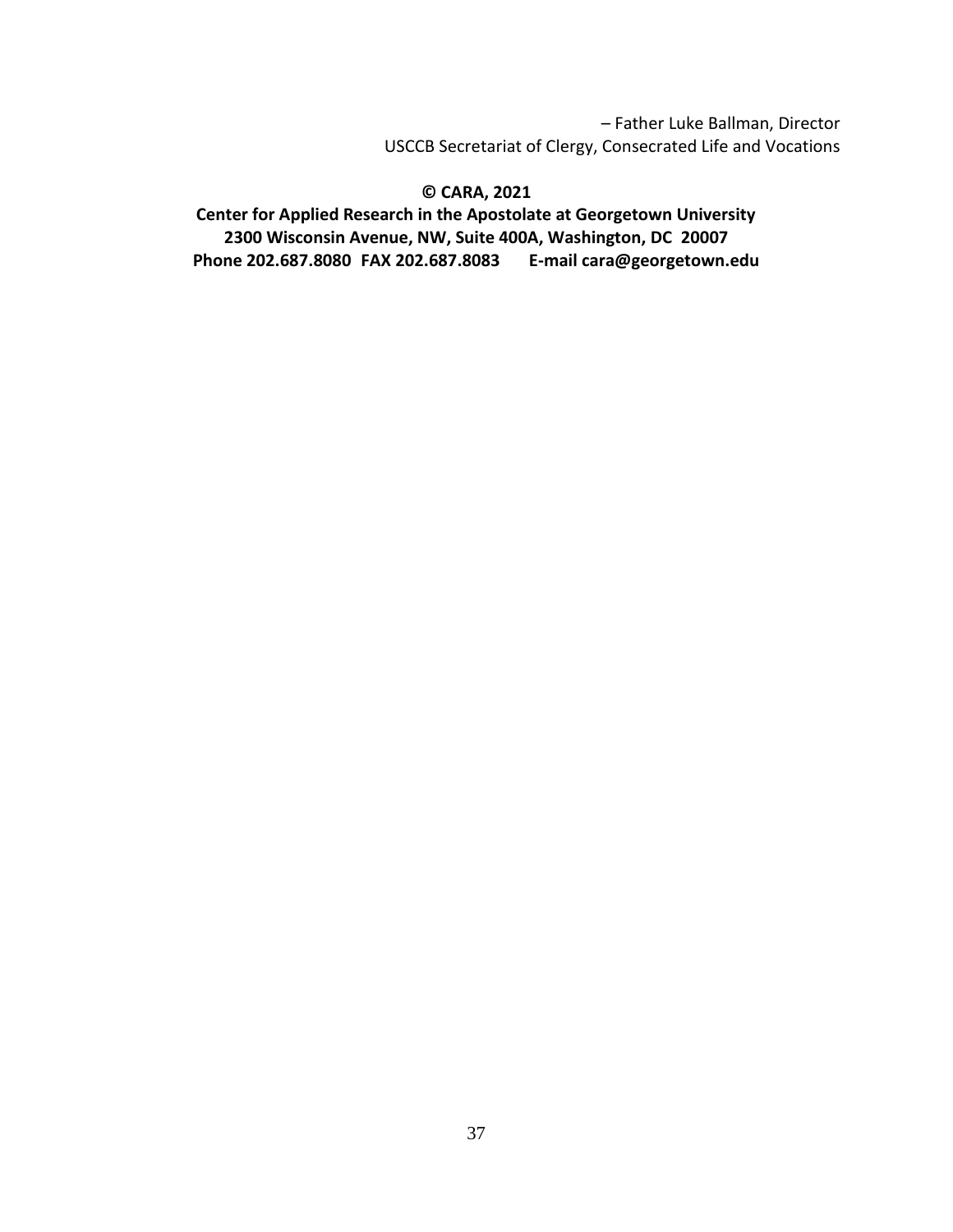– Father Luke Ballman, Director
USCCB Secretariat of Clergy, Consecrated Life and Vocations

**© CARA, 2021**

**Center for Applied Research in the Apostolate at Georgetown University**
**2300 Wisconsin Avenue, NW, Suite 400A, Washington, DC 20007**
**Phone 202.687.8080 FAX 202.687.8083 E-mail cara@georgetown.edu**